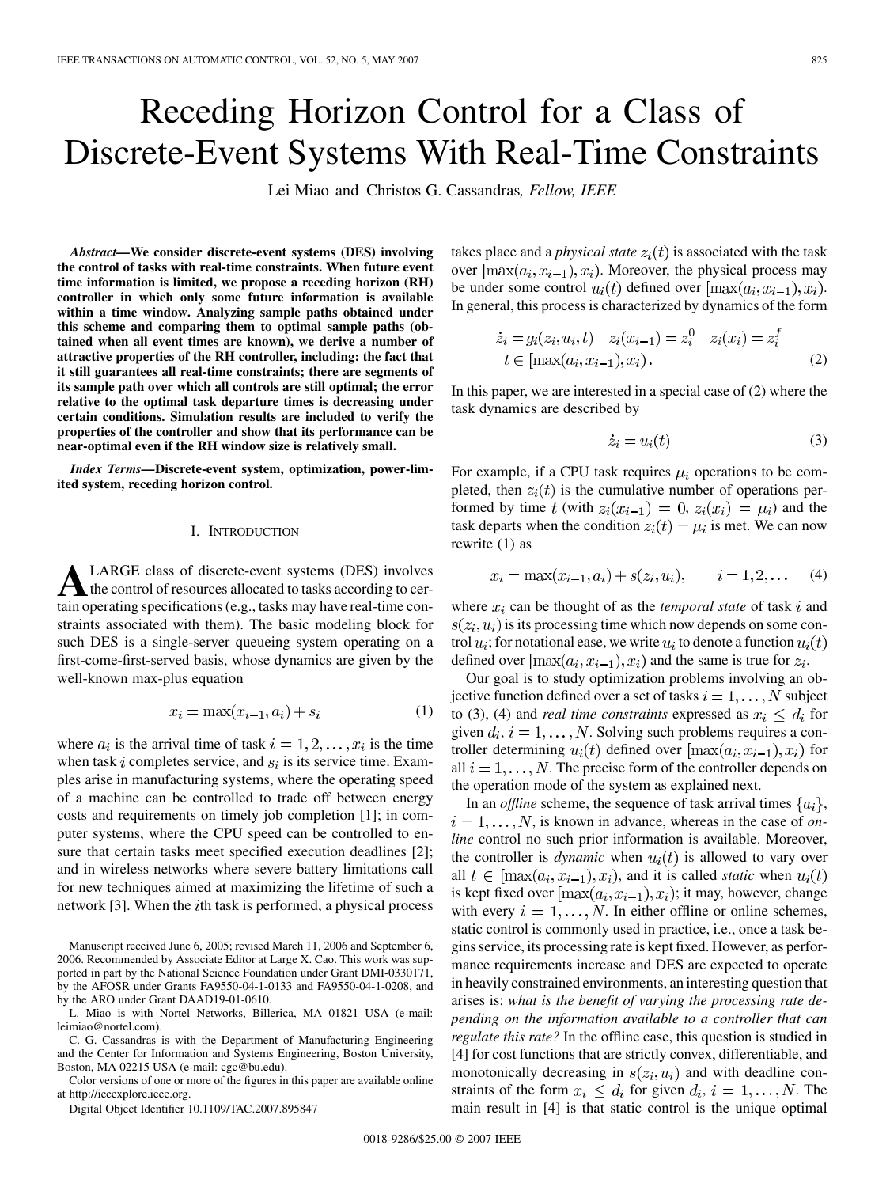# Receding Horizon Control for a Class of Discrete-Event Systems With Real-Time Constraints

Lei Miao and Christos G. Cassandras, *Fellow, IEEE*

***Abstract*—We consider discrete-event systems (DES) involving the control of tasks with real-time constraints. When future event time information is limited, we propose a receding horizon (RH) controller in which only some future information is available within a time window. Analyzing sample paths obtained under this scheme and comparing them to optimal sample paths (obtained when all event times are known), we derive a number of attractive properties of the RH controller, including: the fact that it still guarantees all real-time constraints; there are segments of its sample path over which all controls are still optimal; the error relative to the optimal task departure times is decreasing under certain conditions. Simulation results are included to verify the properties of the controller and show that its performance can be near-optimal even if the RH window size is relatively small.**

***Index Terms*—Discrete-event system, optimization, power-limited system, receding horizon control.**

## I. INTRODUCTION

A LARGE class of discrete-event systems (DES) involves the control of resources allocated to tasks according to certain operating specifications (e.g., tasks may have real-time constraints associated with them). The basic modeling block for such DES is a single-server queueing system operating on a first-come-first-served basis, whose dynamics are given by the well-known max-plus equation

$$x_i = \max(x_{i-1}, a_i) + s_i \tag{1}$$

where $a_i$ is the arrival time of task $i = 1, 2, \ldots, x_i$ is the time when task $i$ completes service, and $s_i$ is its service time. Examples arise in manufacturing systems, where the operating speed of a machine can be controlled to trade off between energy costs and requirements on timely job completion [1]; in computer systems, where the CPU speed can be controlled to ensure that certain tasks meet specified execution deadlines [2]; and in wireless networks where severe battery limitations call for new techniques aimed at maximizing the lifetime of such a network [3]. When the $i$th task is performed, a physical process takes place and a *physical state* $z_i(t)$ is associated with the task over $[\max(a_i, x_{i-1}), x_i)$. Moreover, the physical process may be under some control $u_i(t)$ defined over $[\max(a_i, x_{i-1}), x_i)$. In general, this process is characterized by dynamics of the form

$$\begin{aligned} \dot{z}_i = g_i(z_i, u_i, t) \quad z_i(x_{i-1}) = z_i^0 \quad z_i(x_i) = z_i^f \\ t \in [\max(a_i, x_{i-1}), x_i). \end{aligned} \tag{2}$$

In this paper, we are interested in a special case of (2) where the task dynamics are described by

$$\dot{z}_i = u_i(t) \tag{3}$$

For example, if a CPU task requires $\mu_i$ operations to be completed, then $z_i(t)$ is the cumulative number of operations performed by time $t$ (with $z_i(x_{i-1}) = 0$, $z_i(x_i) = \mu_i$) and the task departs when the condition $z_i(t) = \mu_i$ is met. We can now rewrite (1) as

$$x_i = \max(x_{i-1}, a_i) + s(z_i, u_i), \qquad i = 1, 2, \ldots \tag{4}$$

where $x_i$ can be thought of as the *temporal state* of task $i$ and $s(z_i, u_i)$ is its processing time which now depends on some control $u_i$; for notational ease, we write $u_i$ to denote a function $u_i(t)$ defined over $[\max(a_i, x_{i-1}), x_i)$ and the same is true for $z_i$.

Our goal is to study optimization problems involving an objective function defined over a set of tasks $i = 1, \ldots, N$ subject to (3), (4) and *real time constraints* expressed as $x_i \leq d_i$ for given $d_i$, $i = 1, \ldots, N$. Solving such problems requires a controller determining $u_i(t)$ defined over $[\max(a_i, x_{i-1}), x_i)$ for all $i = 1, \ldots, N$. The precise form of the controller depends on the operation mode of the system as explained next.

In an *offline* scheme, the sequence of task arrival times $\{a_i\}$, $i = 1, \ldots, N$, is known in advance, whereas in the case of *online* control no such prior information is available. Moreover, the controller is *dynamic* when $u_i(t)$ is allowed to vary over all $t \in [\max(a_i, x_{i-1}), x_i)$, and it is called *static* when $u_i(t)$ is kept fixed over $[\max(a_i, x_{i-1}), x_i)$; it may, however, change with every $i = 1, \ldots, N$. In either offline or online schemes, static control is commonly used in practice, i.e., once a task begins service, its processing rate is kept fixed. However, as performance requirements increase and DES are expected to operate in heavily constrained environments, an interesting question that arises is: *what is the benefit of varying the processing rate depending on the information available to a controller that can regulate this rate?* In the offline case, this question is studied in [4] for cost functions that are strictly convex, differentiable, and monotonically decreasing in $s(z_i, u_i)$ and with deadline constraints of the form $x_i \leq d_i$ for given $d_i$, $i = 1, \ldots, N$. The main result in [4] is that static control is the unique optimal

Manuscript received June 6, 2005; revised March 11, 2006 and September 6, 2006. Recommended by Associate Editor at Large X. Cao. This work was supported in part by the National Science Foundation under Grant DMI-0330171, by the AFOSR under Grants FA9550-04-1-0133 and FA9550-04-1-0208, and by the ARO under Grant DAAD19-01-0610.

L. Miao is with Nortel Networks, Billerica, MA 01821 USA (e-mail: leimiao@nortel.com).

C. G. Cassandras is with the Department of Manufacturing Engineering and the Center for Information and Systems Engineering, Boston University, Boston, MA 02215 USA (e-mail: cgc@bu.edu).

Color versions of one or more of the figures in this paper are available online at http://ieeexplore.ieee.org.

Digital Object Identifier 10.1109/TAC.2007.895847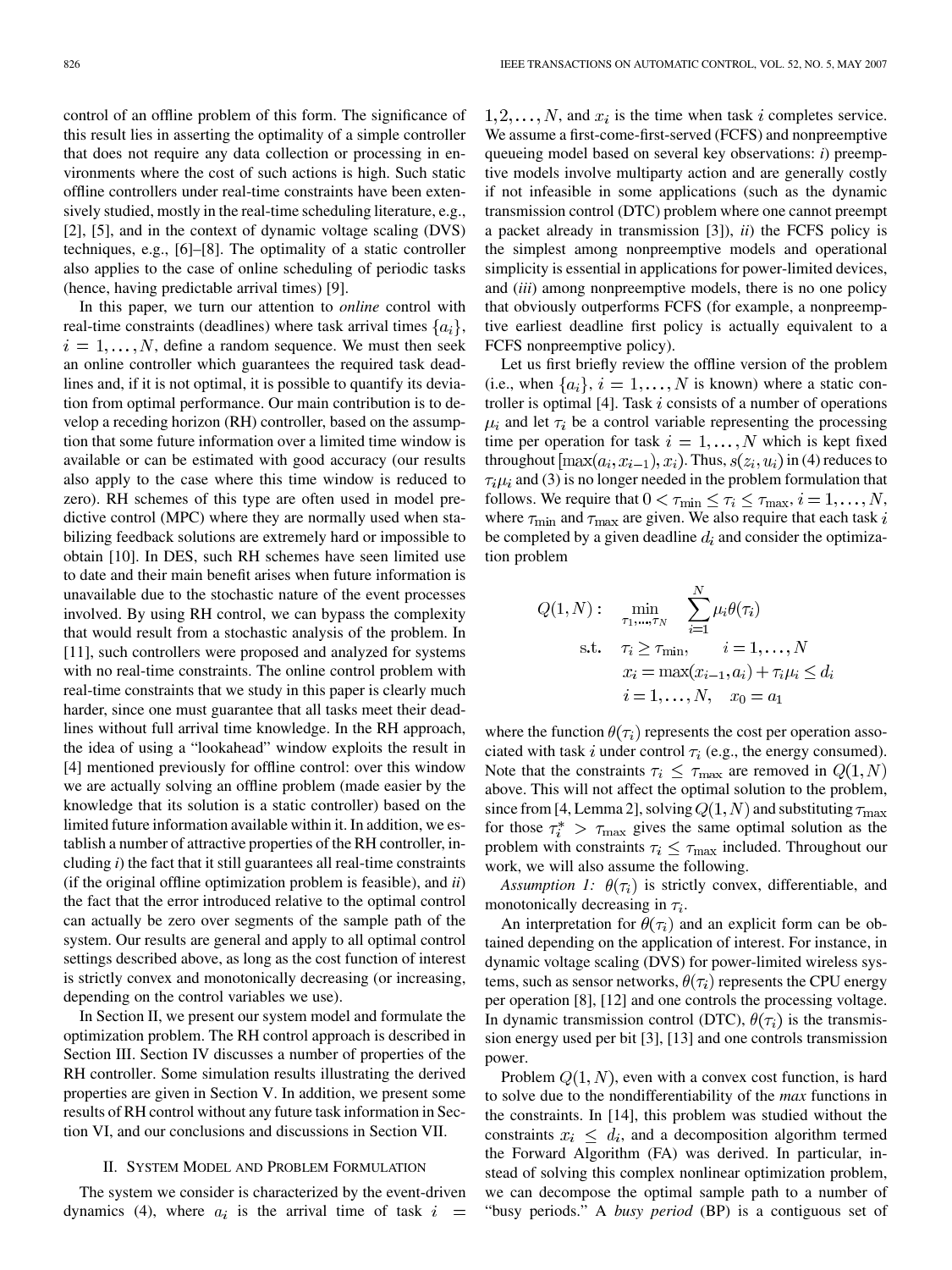control of an offline problem of this form. The significance of this result lies in asserting the optimality of a simple controller that does not require any data collection or processing in environments where the cost of such actions is high. Such static offline controllers under real-time constraints have been extensively studied, mostly in the real-time scheduling literature, e.g., [2], [5], and in the context of dynamic voltage scaling (DVS) techniques, e.g., [6]–[8]. The optimality of a static controller also applies to the case of online scheduling of periodic tasks (hence, having predictable arrival times) [9].

In this paper, we turn our attention to *online* control with real-time constraints (deadlines) where task arrival times $\{a_i\}$, $i = 1, \ldots, N$, define a random sequence. We must then seek an online controller which guarantees the required task deadlines and, if it is not optimal, it is possible to quantify its deviation from optimal performance. Our main contribution is to develop a receding horizon (RH) controller, based on the assumption that some future information over a limited time window is available or can be estimated with good accuracy (our results also apply to the case where this time window is reduced to zero). RH schemes of this type are often used in model predictive control (MPC) where they are normally used when stabilizing feedback solutions are extremely hard or impossible to obtain [10]. In DES, such RH schemes have seen limited use to date and their main benefit arises when future information is unavailable due to the stochastic nature of the event processes involved. By using RH control, we can bypass the complexity that would result from a stochastic analysis of the problem. In [11], such controllers were proposed and analyzed for systems with no real-time constraints. The online control problem with real-time constraints that we study in this paper is clearly much harder, since one must guarantee that all tasks meet their deadlines without full arrival time knowledge. In the RH approach, the idea of using a "lookahead" window exploits the result in [4] mentioned previously for offline control: over this window we are actually solving an offline problem (made easier by the knowledge that its solution is a static controller) based on the limited future information available within it. In addition, we establish a number of attractive properties of the RH controller, including *i*) the fact that it still guarantees all real-time constraints (if the original offline optimization problem is feasible), and *ii*) the fact that the error introduced relative to the optimal control can actually be zero over segments of the sample path of the system. Our results are general and apply to all optimal control settings described above, as long as the cost function of interest is strictly convex and monotonically decreasing (or increasing, depending on the control variables we use).

In Section II, we present our system model and formulate the optimization problem. The RH control approach is described in Section III. Section IV discusses a number of properties of the RH controller. Some simulation results illustrating the derived properties are given in Section V. In addition, we present some results of RH control without any future task information in Section VI, and our conclusions and discussions in Section VII.

## II. System Model and Problem Formulation

The system we consider is characterized by the event-driven dynamics (4), where $a_i$ is the arrival time of task $i = 1, 2, \ldots, N$, and $x_i$ is the time when task $i$ completes service. We assume a first-come-first-served (FCFS) and nonpreemptive queueing model based on several key observations: *i*) preemptive models involve multiparty action and are generally costly if not infeasible in some applications (such as the dynamic transmission control (DTC) problem where one cannot preempt a packet already in transmission [3]), *ii*) the FCFS policy is the simplest among nonpreemptive models and operational simplicity is essential in applications for power-limited devices, and (*iii*) among nonpreemptive models, there is no one policy that obviously outperforms FCFS (for example, a nonpreemptive earliest deadline first policy is actually equivalent to a FCFS nonpreemptive policy).

Let us first briefly review the offline version of the problem (i.e., when $\{a_i\}$, $i = 1, \ldots, N$ is known) where a static controller is optimal [4]. Task $i$ consists of a number of operations $\mu_i$ and let $\tau_i$ be a control variable representing the processing time per operation for task $i = 1, \ldots, N$ which is kept fixed throughout $[\max(a_i, x_{i-1}), x_i)$. Thus, $s(z_i, u_i)$ in (4) reduces to $\tau_i \mu_i$ and (3) is no longer needed in the problem formulation that follows. We require that $0 < \tau_{\min} \leq \tau_i \leq \tau_{\max}$, $i = 1, \ldots, N$, where $\tau_{\min}$ and $\tau_{\max}$ are given. We also require that each task $i$ be completed by a given deadline $d_i$ and consider the optimization problem

$$
\begin{aligned}
Q(1,N): \quad & \min_{\tau_1, \ldots, \tau_N} \sum_{i=1}^{N} \mu_i \theta(\tau_i) \\
\text{s.t.} \quad & \tau_i \geq \tau_{\min}, \qquad i = 1, \ldots, N \\
& x_i = \max(x_{i-1}, a_i) + \tau_i \mu_i \leq d_i \\
& i = 1, \ldots, N, \quad x_0 = a_1
\end{aligned}
$$

where the function $\theta(\tau_i)$ represents the cost per operation associated with task $i$ under control $\tau_i$ (e.g., the energy consumed). Note that the constraints $\tau_i \leq \tau_{\max}$ are removed in $Q(1, N)$ above. This will not affect the optimal solution to the problem, since from [4, Lemma 2], solving $Q(1, N)$ and substituting $\tau_{\max}$ for those $\tau_i^* > \tau_{\max}$ gives the same optimal solution as the problem with constraints $\tau_i \leq \tau_{\max}$ included. Throughout our work, we will also assume the following.

*Assumption 1:* $\theta(\tau_i)$ is strictly convex, differentiable, and monotonically decreasing in $\tau_i$.

An interpretation for $\theta(\tau_i)$ and an explicit form can be obtained depending on the application of interest. For instance, in dynamic voltage scaling (DVS) for power-limited wireless systems, such as sensor networks, $\theta(\tau_i)$ represents the CPU energy per operation [8], [12] and one controls the processing voltage. In dynamic transmission control (DTC), $\theta(\tau_i)$ is the transmission energy used per bit [3], [13] and one controls transmission power.

Problem $Q(1, N)$, even with a convex cost function, is hard to solve due to the nondifferentiability of the *max* functions in the constraints. In [14], this problem was studied without the constraints $x_i \leq d_i$, and a decomposition algorithm termed the Forward Algorithm (FA) was derived. In particular, instead of solving this complex nonlinear optimization problem, we can decompose the optimal sample path to a number of "busy periods." A *busy period* (BP) is a contiguous set of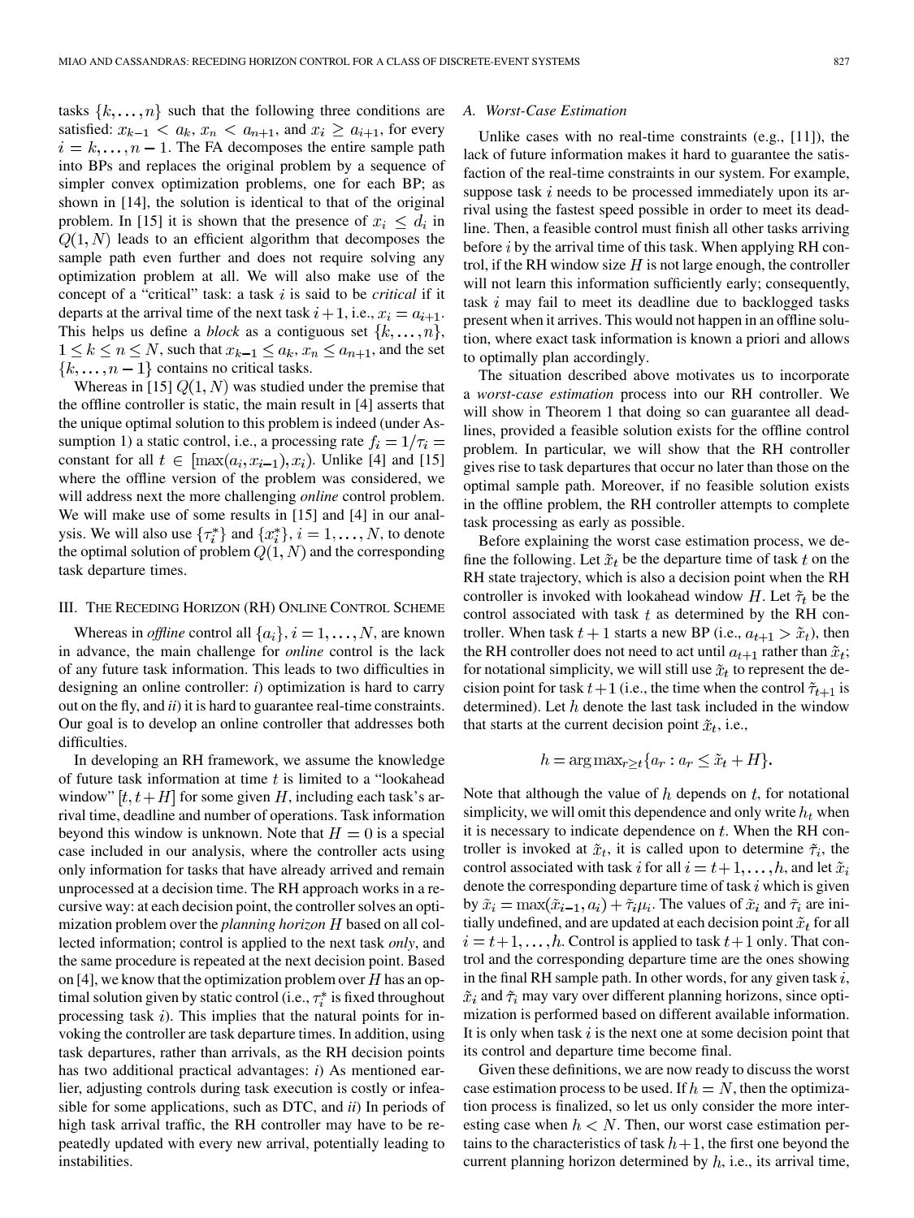tasks $\{k, \ldots, n\}$ such that the following three conditions are satisfied: $x_{k-1} < a_k$, $x_n < a_{n+1}$, and $x_i \geq a_{i+1}$, for every $i = k, \ldots, n-1$. The FA decomposes the entire sample path into BPs and replaces the original problem by a sequence of simpler convex optimization problems, one for each BP; as shown in [14], the solution is identical to that of the original problem. In [15] it is shown that the presence of $x_i \leq d_i$ in $Q(1, N)$ leads to an efficient algorithm that decomposes the sample path even further and does not require solving any optimization problem at all. We will also make use of the concept of a "critical" task: a task $i$ is said to be *critical* if it departs at the arrival time of the next task $i+1$, i.e., $x_i = a_{i+1}$. This helps us define a *block* as a contiguous set $\{k, \ldots, n\}$, $1 \leq k \leq n \leq N$, such that $x_{k-1} \leq a_k$, $x_n \leq a_{n+1}$, and the set $\{k, \ldots, n-1\}$ contains no critical tasks.

Whereas in [15] $Q(1, N)$ was studied under the premise that the offline controller is static, the main result in [4] asserts that the unique optimal solution to this problem is indeed (under Assumption 1) a static control, i.e., a processing rate $f_i = 1/\tau_i =$ constant for all $t \in [\max(a_i, x_{i-1}), x_i)$. Unlike [4] and [15] where the offline version of the problem was considered, we will address next the more challenging *online* control problem. We will make use of some results in [15] and [4] in our analysis. We will also use $\{\tau_i^*\}$ and $\{x_i^*\}$, $i = 1, \ldots, N$, to denote the optimal solution of problem $Q(1, N)$ and the corresponding task departure times.

## III. The Receding Horizon (RH) Online Control Scheme

Whereas in *offline* control all $\{a_i\}$, $i = 1, \ldots, N$, are known in advance, the main challenge for *online* control is the lack of any future task information. This leads to two difficulties in designing an online controller: *i*) optimization is hard to carry out on the fly, and *ii*) it is hard to guarantee real-time constraints. Our goal is to develop an online controller that addresses both difficulties.

In developing an RH framework, we assume the knowledge of future task information at time $t$ is limited to a "lookahead window" $[t, t+H]$ for some given $H$, including each task's arrival time, deadline and number of operations. Task information beyond this window is unknown. Note that $H = 0$ is a special case included in our analysis, where the controller acts using only information for tasks that have already arrived and remain unprocessed at a decision time. The RH approach works in a recursive way: at each decision point, the controller solves an optimization problem over the *planning horizon* $H$ based on all collected information; control is applied to the next task *only*, and the same procedure is repeated at the next decision point. Based on [4], we know that the optimization problem over $H$ has an optimal solution given by static control (i.e., $\tau_i^*$ is fixed throughout processing task $i$). This implies that the natural points for invoking the controller are task departure times. In addition, using task departures, rather than arrivals, as the RH decision points has two additional practical advantages: *i*) As mentioned earlier, adjusting controls during task execution is costly or infeasible for some applications, such as DTC, and *ii*) In periods of high task arrival traffic, the RH controller may have to be repeatedly updated with every new arrival, potentially leading to instabilities.

### A. Worst-Case Estimation

Unlike cases with no real-time constraints (e.g., [11]), the lack of future information makes it hard to guarantee the satisfaction of the real-time constraints in our system. For example, suppose task $i$ needs to be processed immediately upon its arrival using the fastest speed possible in order to meet its deadline. Then, a feasible control must finish all other tasks arriving before $i$ by the arrival time of this task. When applying RH control, if the RH window size $H$ is not large enough, the controller will not learn this information sufficiently early; consequently, task $i$ may fail to meet its deadline due to backlogged tasks present when it arrives. This would not happen in an offline solution, where exact task information is known a priori and allows to optimally plan accordingly.

The situation described above motivates us to incorporate a *worst-case estimation* process into our RH controller. We will show in Theorem 1 that doing so can guarantee all deadlines, provided a feasible solution exists for the offline control problem. In particular, we will show that the RH controller gives rise to task departures that occur no later than those on the optimal sample path. Moreover, if no feasible solution exists in the offline problem, the RH controller attempts to complete task processing as early as possible.

Before explaining the worst case estimation process, we define the following. Let $\tilde{x}_t$ be the departure time of task $t$ on the RH state trajectory, which is also a decision point when the RH controller is invoked with lookahead window $H$. Let $\tilde{\tau}_t$ be the control associated with task $t$ as determined by the RH controller. When task $t+1$ starts a new BP (i.e., $a_{t+1} > \tilde{x}_t$), then the RH controller does not need to act until $a_{t+1}$ rather than $\tilde{x}_t$; for notational simplicity, we will still use $\tilde{x}_t$ to represent the decision point for task $t+1$ (i.e., the time when the control $\tilde{\tau}_{t+1}$ is determined). Let $h$ denote the last task included in the window that starts at the current decision point $\tilde{x}_t$, i.e.,

$$h = \arg\max_{r \geq t}\{a_r : a_r \leq \tilde{x}_t + H\}.$$

Note that although the value of $h$ depends on $t$, for notational simplicity, we will omit this dependence and only write $h_t$ when it is necessary to indicate dependence on $t$. When the RH controller is invoked at $\tilde{x}_t$, it is called upon to determine $\tilde{\tau}_i$, the control associated with task $i$ for all $i = t+1, \ldots, h$, and let $\tilde{x}_i$ denote the corresponding departure time of task $i$ which is given by $\tilde{x}_i = \max(\tilde{x}_{i-1}, a_i) + \tilde{\tau}_i \mu_i$. The values of $\tilde{x}_i$ and $\tilde{\tau}_i$ are initially undefined, and are updated at each decision point $\tilde{x}_t$ for all $i = t+1, \ldots, h$. Control is applied to task $t+1$ only. That control and the corresponding departure time are the ones showing in the final RH sample path. In other words, for any given task $i$, $\tilde{x}_i$ and $\tilde{\tau}_i$ may vary over different planning horizons, since optimization is performed based on different available information. It is only when task $i$ is the next one at some decision point that its control and departure time become final.

Given these definitions, we are now ready to discuss the worst case estimation process to be used. If $h = N$, then the optimization process is finalized, so let us only consider the more interesting case when $h < N$. Then, our worst case estimation pertains to the characteristics of task $h+1$, the first one beyond the current planning horizon determined by $h$, i.e., its arrival time,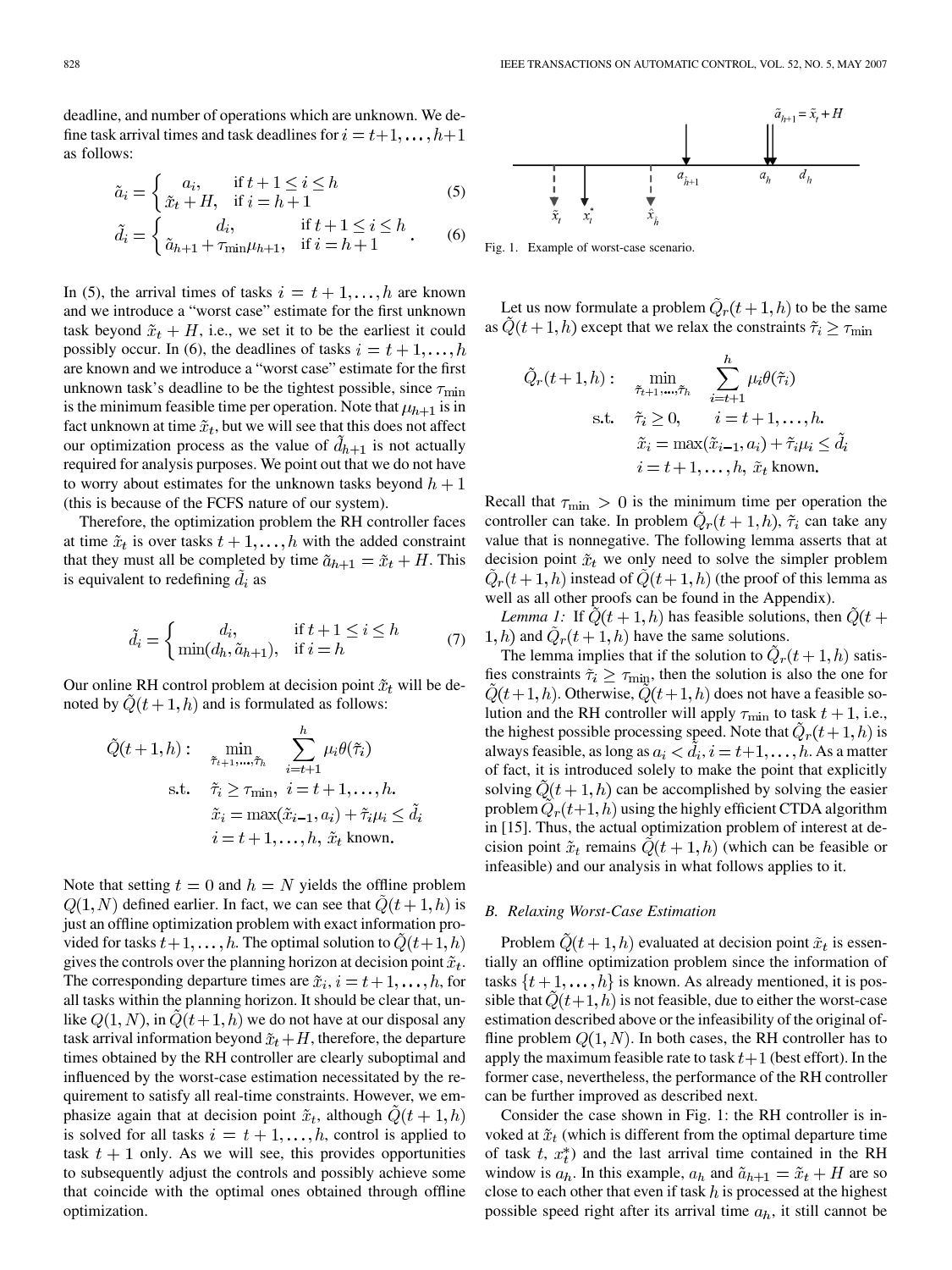deadline, and number of operations which are unknown. We define task arrival times and task deadlines for $i = t+1, \ldots, h+1$ as follows:

$$\tilde{a}_i = \begin{cases} a_i, & \text{if } t+1 \le i \le h \\ \tilde{x}_t + H, & \text{if } i = h+1 \end{cases} \tag{5}$$

$$\tilde{d}_i = \begin{cases} d_i, & \text{if } t+1 \le i \le h \\ \tilde{a}_{h+1} + \tau_{\min}\mu_{h+1}, & \text{if } i = h+1 \end{cases}. \tag{6}$$

In (5), the arrival times of tasks $i = t+1, \ldots, h$ are known and we introduce a "worst case" estimate for the first unknown task beyond $\tilde{x}_t + H$, i.e., we set it to be the earliest it could possibly occur. In (6), the deadlines of tasks $i = t+1, \ldots, h$ are known and we introduce a "worst case" estimate for the first unknown task's deadline to be the tightest possible, since $\tau_{\min}$ is the minimum feasible time per operation. Note that $\mu_{h+1}$ is in fact unknown at time $\tilde{x}_t$, but we will see that this does not affect our optimization process as the value of $\tilde{d}_{h+1}$ is not actually required for analysis purposes. We point out that we do not have to worry about estimates for the unknown tasks beyond $h+1$ (this is because of the FCFS nature of our system).

Therefore, the optimization problem the RH controller faces at time $\tilde{x}_t$ is over tasks $t+1, \ldots, h$ with the added constraint that they must all be completed by time $\tilde{a}_{h+1} = \tilde{x}_t + H$. This is equivalent to redefining $\tilde{d}_i$ as

$$\tilde{d}_i = \begin{cases} d_i, & \text{if } t+1 \le i \le h \\ \min(d_h, \tilde{a}_{h+1}), & \text{if } i = h \end{cases} \tag{7}$$

Our online RH control problem at decision point $\tilde{x}_t$ will be denoted by $\tilde{Q}(t+1, h)$ and is formulated as follows:

$$\begin{aligned} \tilde{Q}(t+1,h): \quad & \min_{\tilde{\tau}_{t+1},\ldots,\tilde{\tau}_h} \sum_{i=t+1}^{h} \mu_i \theta(\tilde{\tau}_i) \\ \text{s.t.} \quad & \tilde{\tau}_i \ge \tau_{\min}, \; i = t+1, \ldots, h. \\ & \tilde{x}_i = \max(\tilde{x}_{i-1}, a_i) + \tilde{\tau}_i \mu_i \le \tilde{d}_i \\ & i = t+1, \ldots, h, \; \tilde{x}_t \text{ known.} \end{aligned}$$

Note that setting $t = 0$ and $h = N$ yields the offline problem $Q(1, N)$ defined earlier. In fact, we can see that $\tilde{Q}(t+1, h)$ is just an offline optimization problem with exact information provided for tasks $t+1, \ldots, h$. The optimal solution to $\tilde{Q}(t+1, h)$ gives the controls over the planning horizon at decision point $\tilde{x}_t$. The corresponding departure times are $\tilde{x}_i$, $i = t+1, \ldots, h$, for all tasks within the planning horizon. It should be clear that, unlike $Q(1, N)$, in $\tilde{Q}(t+1, h)$ we do not have at our disposal any task arrival information beyond $\tilde{x}_t + H$, therefore, the departure times obtained by the RH controller are clearly suboptimal and influenced by the worst-case estimation necessitated by the requirement to satisfy all real-time constraints. However, we emphasize again that at decision point $\tilde{x}_t$, although $\tilde{Q}(t+1, h)$ is solved for all tasks $i = t+1, \ldots, h$, control is applied to task $t+1$ only. As we will see, this provides opportunities to subsequently adjust the controls and possibly achieve some that coincide with the optimal ones obtained through offline optimization.

Fig. 1. Example of worst-case scenario.

Let us now formulate a problem $\tilde{Q}_r(t+1, h)$ to be the same as $\tilde{Q}(t+1, h)$ except that we relax the constraints $\tilde{\tau}_i \ge \tau_{\min}$

$$\begin{aligned} \tilde{Q}_r(t+1,h): \quad & \min_{\tilde{\tau}_{t+1},\ldots,\tilde{\tau}_h} \sum_{i=t+1}^{h} \mu_i \theta(\tilde{\tau}_i) \\ \text{s.t.} \quad & \tilde{\tau}_i \ge 0, \quad i = t+1, \ldots, h. \\ & \tilde{x}_i = \max(\tilde{x}_{i-1}, a_i) + \tilde{\tau}_i \mu_i \le \tilde{d}_i \\ & i = t+1, \ldots, h, \; \tilde{x}_t \text{ known.} \end{aligned}$$

Recall that $\tau_{\min} > 0$ is the minimum time per operation the controller can take. In problem $\tilde{Q}_r(t+1, h)$, $\tilde{\tau}_i$ can take any value that is nonnegative. The following lemma asserts that at decision point $\tilde{x}_t$ we only need to solve the simpler problem $\tilde{Q}_r(t+1, h)$ instead of $\tilde{Q}(t+1, h)$ (the proof of this lemma as well as all other proofs can be found in the Appendix).

*Lemma 1:* If $\tilde{Q}(t+1, h)$ has feasible solutions, then $\tilde{Q}(t+1, h)$ and $\tilde{Q}_r(t+1, h)$ have the same solutions.

The lemma implies that if the solution to $\tilde{Q}_r(t+1, h)$ satisfies constraints $\tilde{\tau}_i \ge \tau_{\min}$, then the solution is also the one for $\tilde{Q}(t+1, h)$. Otherwise, $\tilde{Q}(t+1, h)$ does not have a feasible solution and the RH controller will apply $\tau_{\min}$ to task $t+1$, i.e., the highest possible processing speed. Note that $\tilde{Q}_r(t+1, h)$ is always feasible, as long as $a_i < \tilde{d}_i$, $i = t+1, \ldots, h$. As a matter of fact, it is introduced solely to make the point that explicitly solving $\tilde{Q}(t+1, h)$ can be accomplished by solving the easier problem $\tilde{Q}_r(t+1, h)$ using the highly efficient CTDA algorithm in [15]. Thus, the actual optimization problem of interest at decision point $\tilde{x}_t$ remains $\tilde{Q}(t+1, h)$ (which can be feasible or infeasible) and our analysis in what follows applies to it.

### B. Relaxing Worst-Case Estimation

Problem $\tilde{Q}(t+1, h)$ evaluated at decision point $\tilde{x}_t$ is essentially an offline optimization problem since the information of tasks $\{t+1, \ldots, h\}$ is known. As already mentioned, it is possible that $\tilde{Q}(t+1, h)$ is not feasible, due to either the worst-case estimation described above or the infeasibility of the original offline problem $Q(1, N)$. In both cases, the RH controller has to apply the maximum feasible rate to task $t+1$ (best effort). In the former case, nevertheless, the performance of the RH controller can be further improved as described next.

Consider the case shown in Fig. 1: the RH controller is invoked at $\tilde{x}_t$ (which is different from the optimal departure time of task $t$, $x_t^*$) and the last arrival time contained in the RH window is $a_h$. In this example, $a_h$ and $\tilde{a}_{h+1} = \tilde{x}_t + H$ are so close to each other that even if task $h$ is processed at the highest possible speed right after its arrival time $a_h$, it still cannot be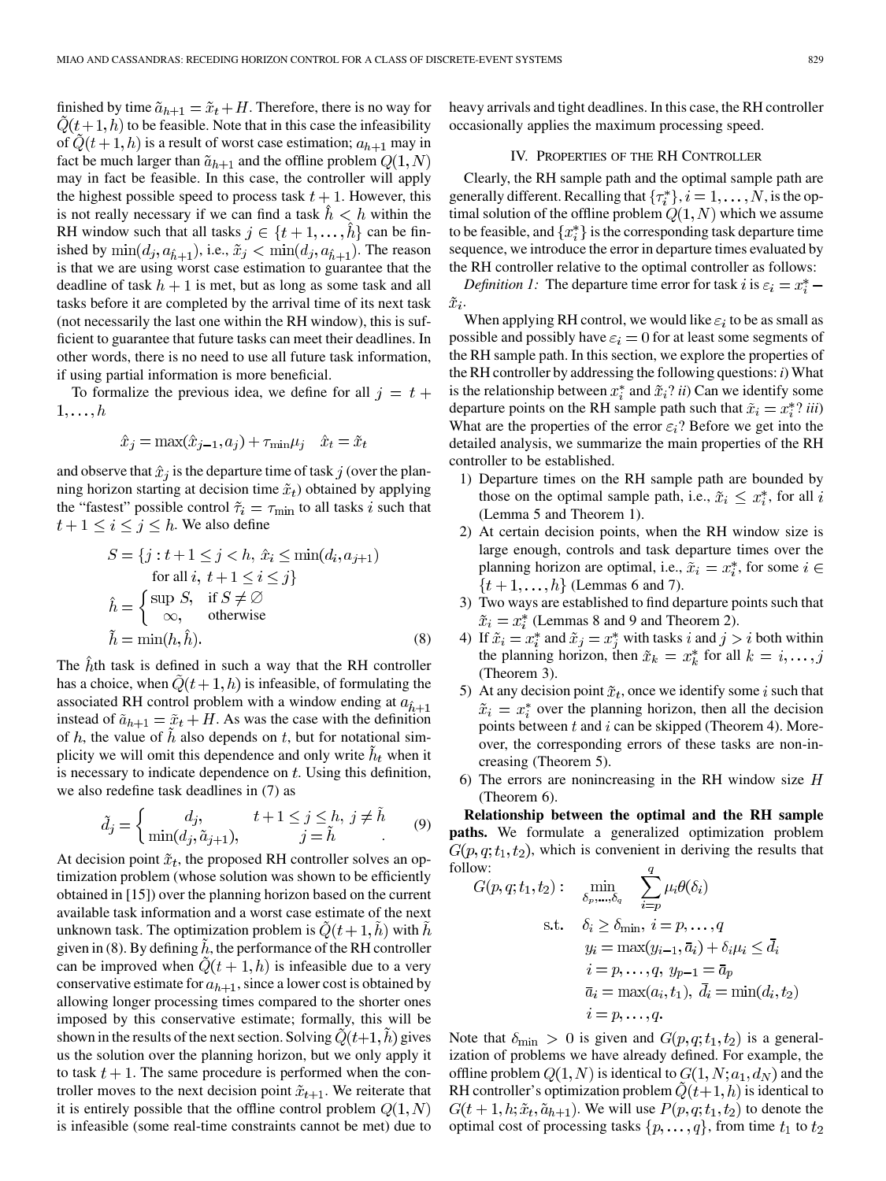finished by time $\tilde{a}_{h+1} = \tilde{x}_t + H$. Therefore, there is no way for $\tilde{Q}(t+1, h)$ to be feasible. Note that in this case the infeasibility of $\tilde{Q}(t+1, h)$ is a result of worst case estimation; $a_{h+1}$ may in fact be much larger than $\tilde{a}_{h+1}$ and the offline problem $Q(1, N)$ may in fact be feasible. In this case, the controller will apply the highest possible speed to process task $t+1$. However, this is not really necessary if we can find a task $\hat{h} < h$ within the RH window such that all tasks $j \in \{t+1, \ldots, \hat{h}\}$ can be finished by $\min(d_j, a_{\hat{h}+1})$, i.e., $\tilde{x}_j < \min(d_j, a_{\hat{h}+1})$. The reason is that we are using worst case estimation to guarantee that the deadline of task $h+1$ is met, but as long as some task and all tasks before it are completed by the arrival time of its next task (not necessarily the last one within the RH window), this is sufficient to guarantee that future tasks can meet their deadlines. In other words, there is no need to use all future task information, if using partial information is more beneficial.

To formalize the previous idea, we define for all $j = t+1, \ldots, h$

$$\hat{x}_j = \max(\hat{x}_{j-1}, a_j) + \tau_{\min}\mu_j \quad \hat{x}_t = \tilde{x}_t$$

and observe that $\hat{x}_j$ is the departure time of task $j$ (over the planning horizon starting at decision time $\tilde{x}_t$) obtained by applying the "fastest" possible control $\tilde{\tau}_i = \tau_{\min}$ to all tasks $i$ such that $t+1 \leq i \leq j \leq h$. We also define

$$\begin{aligned} S &= \{j : t+1 \leq j < h,\ \hat{x}_j \leq \min(d_i, a_{j+1}) \\ &\quad\ \text{for all } i,\ t+1 \leq i \leq j\} \\ \hat{h} &= \begin{cases} \sup S, & \text{if } S \neq \emptyset \\ \infty, & \text{otherwise} \end{cases} \\ \tilde{h} &= \min(h, \hat{h}). \end{aligned} \tag{8}$$

The $\hat{h}$th task is defined in such a way that the RH controller has a choice, when $\tilde{Q}(t+1, h)$ is infeasible, of formulating the associated RH control problem with a window ending at $a_{\hat{h}+1}$ instead of $\tilde{a}_{h+1} = \tilde{x}_t + H$. As was the case with the definition of $h$, the value of $\tilde{h}$ also depends on $t$, but for notational simplicity we will omit this dependence and only write $\tilde{h}_t$ when it is necessary to indicate dependence on $t$. Using this definition, we also redefine task deadlines in (7) as

$$\tilde{d}_j = \begin{cases} d_j, & t+1 \leq j \leq h,\ j \neq \tilde{h} \\ \min(d_j, \tilde{a}_{j+1}), & j = \tilde{h} \end{cases}. \tag{9}$$

At decision point $\tilde{x}_t$, the proposed RH controller solves an optimization problem (whose solution was shown to be efficiently obtained in [15]) over the planning horizon based on the current available task information and a worst case estimate of the next unknown task. The optimization problem is $\tilde{Q}(t+1, \tilde{h})$ with $\tilde{h}$ given in (8). By defining $\tilde{h}$, the performance of the RH controller can be improved when $\tilde{Q}(t+1, h)$ is infeasible due to a very conservative estimate for $a_{h+1}$, since a lower cost is obtained by allowing longer processing times compared to the shorter ones imposed by this conservative estimate; formally, this will be shown in the results of the next section. Solving $\tilde{Q}(t+1, \tilde{h})$ gives us the solution over the planning horizon, but we only apply it to task $t+1$. The same procedure is performed when the controller moves to the next decision point $\tilde{x}_{t+1}$. We reiterate that it is entirely possible that the offline control problem $Q(1, N)$ is infeasible (some real-time constraints cannot be met) due to heavy arrivals and tight deadlines. In this case, the RH controller occasionally applies the maximum processing speed.

## IV. Properties of the RH Controller

Clearly, the RH sample path and the optimal sample path are generally different. Recalling that $\{\tau_i^*\}, i = 1, \ldots, N$, is the optimal solution of the offline problem $Q(1, N)$ which we assume to be feasible, and $\{x_i^*\}$ is the corresponding task departure time sequence, we introduce the error in departure times evaluated by the RH controller relative to the optimal controller as follows:

*Definition 1:* The departure time error for task $i$ is $\varepsilon_i = x_i^* - \tilde{x}_i$.

When applying RH control, we would like $\varepsilon_i$ to be as small as possible and possibly have $\varepsilon_i = 0$ for at least some segments of the RH sample path. In this section, we explore the properties of the RH controller by addressing the following questions: *i)* What is the relationship between $x_i^*$ and $\tilde{x}_i$? *ii)* Can we identify some departure points on the RH sample path such that $\tilde{x}_i = x_i^*$? *iii)* What are the properties of the error $\varepsilon_i$? Before we get into the detailed analysis, we summarize the main properties of the RH controller to be established.

1) Departure times on the RH sample path are bounded by those on the optimal sample path, i.e., $\tilde{x}_i \leq x_i^*$, for all $i$ (Lemma 5 and Theorem 1).
2) At certain decision points, when the RH window size is large enough, controls and task departure times over the planning horizon are optimal, i.e., $\tilde{x}_i = x_i^*$, for some $i \in \{t+1, \ldots, h\}$ (Lemmas 6 and 7).
3) Two ways are established to find departure points such that $\tilde{x}_i = x_i^*$ (Lemmas 8 and 9 and Theorem 2).
4) If $\tilde{x}_i = x_i^*$ and $\tilde{x}_j = x_j^*$ with tasks $i$ and $j > i$ both within the planning horizon, then $\tilde{x}_k = x_k^*$ for all $k = i, \ldots, j$ (Theorem 3).
5) At any decision point $\tilde{x}_t$, once we identify some $i$ such that $\tilde{x}_i = x_i^*$ over the planning horizon, then all the decision points between $t$ and $i$ can be skipped (Theorem 4). Moreover, the corresponding errors of these tasks are non-increasing (Theorem 5).
6) The errors are nonincreasing in the RH window size $H$ (Theorem 6).

**Relationship between the optimal and the RH sample paths.** We formulate a generalized optimization problem $G(p, q; t_1, t_2)$, which is convenient in deriving the results that follow:

$$\begin{aligned} G(p, q; t_1, t_2): \quad & \min_{\delta_p, \ldots, \delta_q} \ \sum_{i=p}^{q} \mu_i \theta(\delta_i) \\ \text{s.t.} \quad & \delta_i \geq \delta_{\min},\ i = p, \ldots, q \\ & y_i = \max(y_{i-1}, \bar{a}_i) + \delta_i \mu_i \leq \bar{d}_i \\ & i = p, \ldots, q,\ y_{p-1} = \bar{a}_p \\ & \bar{a}_i = \max(a_i, t_1),\ \bar{d}_i = \min(d_i, t_2) \\ & i = p, \ldots, q. \end{aligned}$$

Note that $\delta_{\min} > 0$ is given and $G(p, q; t_1, t_2)$ is a generalization of problems we have already defined. For example, the offline problem $Q(1, N)$ is identical to $G(1, N; a_1, d_N)$ and the RH controller's optimization problem $\tilde{Q}(t+1, h)$ is identical to $G(t+1, h; \tilde{x}_t, \tilde{a}_{h+1})$. We will use $P(p, q; t_1, t_2)$ to denote the optimal cost of processing tasks $\{p, \ldots, q\}$, from time $t_1$ to $t_2$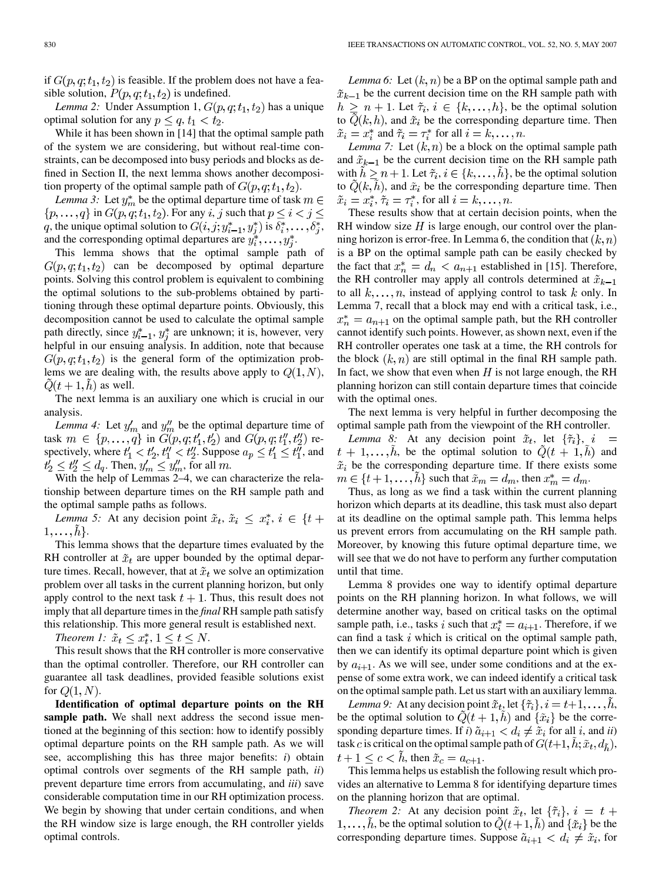if $G(p,q;t_1,t_2)$ is feasible. If the problem does not have a feasible solution, $P(p,q;t_1,t_2)$ is undefined.

*Lemma 2:* Under Assumption 1, $G(p,q;t_1,t_2)$ has a unique optimal solution for any $p \leq q$, $t_1 < t_2$.

While it has been shown in [14] that the optimal sample path of the system we are considering, but without real-time constraints, can be decomposed into busy periods and blocks as defined in Section II, the next lemma shows another decomposition property of the optimal sample path of $G(p,q;t_1,t_2)$.

*Lemma 3:* Let $y_m^*$ be the optimal departure time of task $m \in \{p,\ldots,q\}$ in $G(p,q;t_1,t_2)$. For any $i$, $j$ such that $p \leq i < j \leq q$, the unique optimal solution to $G(i,j;y_{i-1}^*,y_j^*)$ is $\delta_i^*,\ldots,\delta_j^*$, and the corresponding optimal departures are $y_i^*,\ldots,y_j^*$.

This lemma shows that the optimal sample path of $G(p,q;t_1,t_2)$ can be decomposed by optimal departure points. Solving this control problem is equivalent to combining the optimal solutions to the sub-problems obtained by partitioning through these optimal departure points. Obviously, this decomposition cannot be used to calculate the optimal sample path directly, since $y_{i-1}^*$, $y_j^*$ are unknown; it is, however, very helpful in our ensuing analysis. In addition, note that because $G(p,q;t_1,t_2)$ is the general form of the optimization problems we are dealing with, the results above apply to $Q(1,N)$, $\tilde{Q}(t+1,\tilde{h})$ as well.

The next lemma is an auxiliary one which is crucial in our analysis.

*Lemma 4:* Let $y_m'$ and $y_m''$ be the optimal departure time of task $m \in \{p,\ldots,q\}$ in $G(p,q;t_1',t_2')$ and $G(p,q;t_1'',t_2'')$ respectively, where $t_1' < t_2'$, $t_1'' < t_2''$. Suppose $a_p \leq t_1' \leq t_1''$, and $t_2' \leq t_2'' \leq d_q$. Then, $y_m' \leq y_m''$, for all $m$.

With the help of Lemmas 2–4, we can characterize the relationship between departure times on the RH sample path and the optimal sample paths as follows.

*Lemma 5:* At any decision point $\tilde{x}_t$, $\tilde{x}_i \leq x_i^*$, $i \in \{t+1,\ldots,\tilde{h}\}$.

This lemma shows that the departure times evaluated by the RH controller at $\tilde{x}_t$ are upper bounded by the optimal departure times. Recall, however, that at $\tilde{x}_t$ we solve an optimization problem over all tasks in the current planning horizon, but only apply control to the next task $t+1$. Thus, this result does not imply that all departure times in the *final* RH sample path satisfy this relationship. This more general result is established next.

*Theorem 1:* $\tilde{x}_t \leq x_t^*$, $1 \leq t \leq N$.

This result shows that the RH controller is more conservative than the optimal controller. Therefore, our RH controller can guarantee all task deadlines, provided feasible solutions exist for $Q(1,N)$.

**Identification of optimal departure points on the RH sample path.** We shall next address the second issue mentioned at the beginning of this section: how to identify possibly optimal departure points on the RH sample path. As we will see, accomplishing this has three major benefits: *i*) obtain optimal controls over segments of the RH sample path, *ii*) prevent departure time errors from accumulating, and *iii*) save considerable computation time in our RH optimization process. We begin by showing that under certain conditions, and when the RH window size is large enough, the RH controller yields optimal controls.

*Lemma 6:* Let $(k,n)$ be a BP on the optimal sample path and $\tilde{x}_{k-1}$ be the current decision time on the RH sample path with $h \geq n+1$. Let $\tilde{\tau}_i$, $i \in \{k,\ldots,h\}$, be the optimal solution to $\tilde{Q}(k,h)$, and $\tilde{x}_i$ be the corresponding departure time. Then $\tilde{x}_i = x_i^*$ and $\tilde{\tau}_i = \tau_i^*$ for all $i = k,\ldots,n$.

*Lemma 7:* Let $(k,n)$ be a block on the optimal sample path and $\tilde{x}_{k-1}$ be the current decision time on the RH sample path with $\tilde{h} \geq n+1$. Let $\tilde{\tau}_i, i \in \{k,\ldots,\tilde{h}\}$, be the optimal solution to $\tilde{Q}(k,\tilde{h})$, and $\tilde{x}_i$ be the corresponding departure time. Then $\tilde{x}_i = x_i^*$, $\tilde{\tau}_i = \tau_i^*$, for all $i = k,\ldots,n$.

These results show that at certain decision points, when the RH window size $H$ is large enough, our control over the planning horizon is error-free. In Lemma 6, the condition that $(k,n)$ is a BP on the optimal sample path can be easily checked by the fact that $x_n^* = d_n < a_{n+1}$ established in [15]. Therefore, the RH controller may apply all controls determined at $\tilde{x}_{k-1}$ to all $k,\ldots,n$, instead of applying control to task $k$ only. In Lemma 7, recall that a block may end with a critical task, i.e., $x_n^* = a_{n+1}$ on the optimal sample path, but the RH controller cannot identify such points. However, as shown next, even if the RH controller operates one task at a time, the RH controls for the block $(k,n)$ are still optimal in the final RH sample path. In fact, we show that even when $H$ is not large enough, the RH planning horizon can still contain departure times that coincide with the optimal ones.

The next lemma is very helpful in further decomposing the optimal sample path from the viewpoint of the RH controller.

*Lemma 8:* At any decision point $\tilde{x}_t$, let $\{\tilde{\tau}_i\}$, $i = t+1,\ldots,\tilde{h}$, be the optimal solution to $\tilde{Q}(t+1,\tilde{h})$ and $\tilde{x}_i$ be the corresponding departure time. If there exists some $m \in \{t+1,\ldots,\tilde{h}\}$ such that $\tilde{x}_m = d_m$, then $x_m^* = d_m$.

Thus, as long as we find a task within the current planning horizon which departs at its deadline, this task must also depart at its deadline on the optimal sample path. This lemma helps us prevent errors from accumulating on the RH sample path. Moreover, by knowing this future optimal departure time, we will see that we do not have to perform any further computation until that time.

Lemma 8 provides one way to identify optimal departure points on the RH planning horizon. In what follows, we will determine another way, based on critical tasks on the optimal sample path, i.e., tasks $i$ such that $x_i^* = a_{i+1}$. Therefore, if we can find a task $i$ which is critical on the optimal sample path, then we can identify its optimal departure point which is given by $a_{i+1}$. As we will see, under some conditions and at the expense of some extra work, we can indeed identify a critical task on the optimal sample path. Let us start with an auxiliary lemma.

*Lemma 9:* At any decision point $\tilde{x}_t$, let $\{\tilde{\tau}_i\}, i = t+1,\ldots,\tilde{h}$, be the optimal solution to $\tilde{Q}(t+1,\tilde{h})$ and $\{\tilde{x}_i\}$ be the corresponding departure times. If *i*) $\tilde{a}_{i+1} < d_i \neq \tilde{x}_i$ for all $i$, and *ii*) task $c$ is critical on the optimal sample path of $G(t+1,\tilde{h};\tilde{x}_t,d_{\tilde{h}})$, $t+1 \leq c < \tilde{h}$, then $\tilde{x}_c = a_{c+1}$.

This lemma helps us establish the following result which provides an alternative to Lemma 8 for identifying departure times on the planning horizon that are optimal.

*Theorem 2:* At any decision point $\tilde{x}_t$, let $\{\tilde{\tau}_i\}$, $i = t+1,\ldots,\tilde{h}$, be the optimal solution to $\tilde{Q}(t+1,\tilde{h})$ and $\{\tilde{x}_i\}$ be the corresponding departure times. Suppose $\tilde{a}_{i+1} < d_i \neq \tilde{x}_i$, for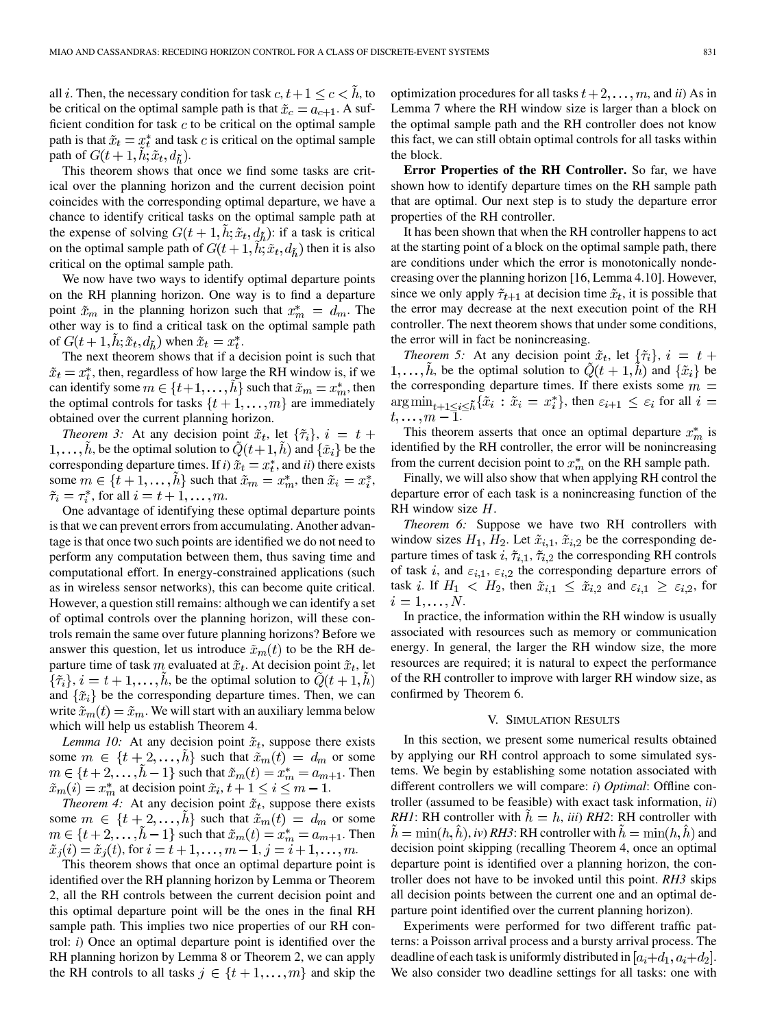all $i$. Then, the necessary condition for task $c, t+1 \le c < \tilde{h}$, to be critical on the optimal sample path is that $\tilde{x}_c = a_{c+1}$. A sufficient condition for task $c$ to be critical on the optimal sample path is that $\tilde{x}_t = x_t^*$ and task $c$ is critical on the optimal sample path of $G(t+1, \tilde{h}; \tilde{x}_t, d_{\tilde{h}})$.

This theorem shows that once we find some tasks are critical over the planning horizon and the current decision point coincides with the corresponding optimal departure, we have a chance to identify critical tasks on the optimal sample path at the expense of solving $G(t+1, \tilde{h}; \tilde{x}_t, d_{\tilde{h}})$: if a task is critical on the optimal sample path of $G(t+1, \tilde{h}; \tilde{x}_t, d_{\tilde{h}})$ then it is also critical on the optimal sample path.

We now have two ways to identify optimal departure points on the RH planning horizon. One way is to find a departure point $\tilde{x}_m$ in the planning horizon such that $x_m^* = d_m$. The other way is to find a critical task on the optimal sample path of $G(t+1, \tilde{h}; \tilde{x}_t, d_{\tilde{h}})$ when $\tilde{x}_t = x_t^*$.

The next theorem shows that if a decision point is such that $\tilde{x}_t = x_t^*$, then, regardless of how large the RH window is, if we can identify some $m \in \{t+1, \ldots, \tilde{h}\}$ such that $\tilde{x}_m = x_m^*$, then the optimal controls for tasks $\{t+1, \ldots, m\}$ are immediately obtained over the current planning horizon.

*Theorem 3:* At any decision point $\tilde{x}_t$, let $\{\tilde{\tau}_i\}$, $i = t+1, \ldots, \tilde{h}$, be the optimal solution to $\tilde{Q}(t+1, \tilde{h})$ and $\{\tilde{x}_i\}$ be the corresponding departure times. If *i)* $\tilde{x}_t = x_t^*$, and *ii)* there exists some $m \in \{t+1, \ldots, \tilde{h}\}$ such that $\tilde{x}_m = x_m^*$, then $\tilde{x}_i = x_i^*$, $\tilde{\tau}_i = \tau_i^*$, for all $i = t+1, \ldots, m$.

One advantage of identifying these optimal departure points is that we can prevent errors from accumulating. Another advantage is that once two such points are identified we do not need to perform any computation between them, thus saving time and computational effort. In energy-constrained applications (such as in wireless sensor networks), this can become quite critical. However, a question still remains: although we can identify a set of optimal controls over the planning horizon, will these controls remain the same over future planning horizons? Before we answer this question, let us introduce $\tilde{x}_m(t)$ to be the RH departure time of task $m$ evaluated at $\tilde{x}_t$. At decision point $\tilde{x}_t$, let $\{\tilde{\tau}_i\}$, $i = t+1, \ldots, \tilde{h}$, be the optimal solution to $\tilde{Q}(t+1, \tilde{h})$ and $\{\tilde{x}_i\}$ be the corresponding departure times. Then, we can write $\tilde{x}_m(t) = \tilde{x}_m$. We will start with an auxiliary lemma below which will help us establish Theorem 4.

*Lemma 10:* At any decision point $\tilde{x}_t$, suppose there exists some $m \in \{t+2, \ldots, \tilde{h}\}$ such that $\tilde{x}_m(t) = d_m$ or some $m \in \{t+2, \ldots, \tilde{h}-1\}$ such that $\tilde{x}_m(t) = x_m^* = a_{m+1}$. Then $\tilde{x}_m(i) = x_m^*$ at decision point $\tilde{x}_i, t+1 \le i \le m-1$.

*Theorem 4:* At any decision point $\tilde{x}_t$, suppose there exists some $m \in \{t+2, \ldots, \tilde{h}\}$ such that $\tilde{x}_m(t) = d_m$ or some $m \in \{t+2, \ldots, \tilde{h}-1\}$ such that $\tilde{x}_m(t) = x_m^* = a_{m+1}$. Then $\tilde{x}_j(i) = \tilde{x}_j(t)$, for $i = t+1, \ldots, m-1$, $j = i+1, \ldots, m$.

This theorem shows that once an optimal departure point is identified over the RH planning horizon by Lemma or Theorem 2, all the RH controls between the current decision point and this optimal departure point will be the ones in the final RH sample path. This implies two nice properties of our RH control: *i)* Once an optimal departure point is identified over the RH planning horizon by Lemma 8 or Theorem 2, we can apply the RH controls to all tasks $j \in \{t+1, \ldots, m\}$ and skip the optimization procedures for all tasks $t+2, \ldots, m$, and *ii)* As in Lemma 7 where the RH window size is larger than a block on the optimal sample path and the RH controller does not know this fact, we can still obtain optimal controls for all tasks within the block.

**Error Properties of the RH Controller.** So far, we have shown how to identify departure times on the RH sample path that are optimal. Our next step is to study the departure error properties of the RH controller.

It has been shown that when the RH controller happens to act at the starting point of a block on the optimal sample path, there are conditions under which the error is monotonically nondecreasing over the planning horizon [16, Lemma 4.10]. However, since we only apply $\tilde{\tau}_{t+1}$ at decision time $\tilde{x}_t$, it is possible that the error may decrease at the next execution point of the RH controller. The next theorem shows that under some conditions, the error will in fact be nonincreasing.

*Theorem 5:* At any decision point $\tilde{x}_t$, let $\{\tilde{\tau}_i\}$, $i = t+1, \ldots, \tilde{h}$, be the optimal solution to $\tilde{Q}(t+1, \tilde{h})$ and $\{\tilde{x}_i\}$ be the corresponding departure times. If there exists some $m = \arg\min_{t+1 \le i \le \tilde{h}} \{\tilde{x}_i : \tilde{x}_i = x_i^*\}$, then $\varepsilon_{i+1} \le \varepsilon_i$ for all $i = t, \ldots, m-1$.

This theorem asserts that once an optimal departure $x_m^*$ is identified by the RH controller, the error will be nonincreasing from the current decision point to $x_m^*$ on the RH sample path.

Finally, we will also show that when applying RH control the departure error of each task is a nonincreasing function of the RH window size $H$.

*Theorem 6:* Suppose we have two RH controllers with window sizes $H_1, H_2$. Let $\tilde{x}_{i,1}$, $\tilde{x}_{i,2}$ be the corresponding departure times of task $i$, $\tilde{\tau}_{i,1}$, $\tilde{\tau}_{i,2}$ the corresponding RH controls of task $i$, and $\varepsilon_{i,1}$, $\varepsilon_{i,2}$ the corresponding departure errors of task $i$. If $H_1 < H_2$, then $\tilde{x}_{i,1} \le \tilde{x}_{i,2}$ and $\varepsilon_{i,1} \ge \varepsilon_{i,2}$, for $i = 1, \ldots, N$.

In practice, the information within the RH window is usually associated with resources such as memory or communication energy. In general, the larger the RH window size, the more resources are required; it is natural to expect the performance of the RH controller to improve with larger RH window size, as confirmed by Theorem 6.

## V. Simulation Results

In this section, we present some numerical results obtained by applying our RH control approach to some simulated systems. We begin by establishing some notation associated with different controllers we will compare: *i) Optimal*: Offline controller (assumed to be feasible) with exact task information, *ii) RH1*: RH controller with $\tilde{h} = h$, *iii) RH2*: RH controller with $\tilde{h} = \min(h, \hat{h})$, *iv) RH3*: RH controller with $\tilde{h} = \min(h, \hat{h})$ and decision point skipping (recalling Theorem 4, once an optimal departure point is identified over a planning horizon, the controller does not have to be invoked until this point. *RH3* skips all decision points between the current one and an optimal departure point identified over the current planning horizon).

Experiments were performed for two different traffic patterns: a Poisson arrival process and a bursty arrival process. The deadline of each task is uniformly distributed in $[a_i+d_1, a_i+d_2]$. We also consider two deadline settings for all tasks: one with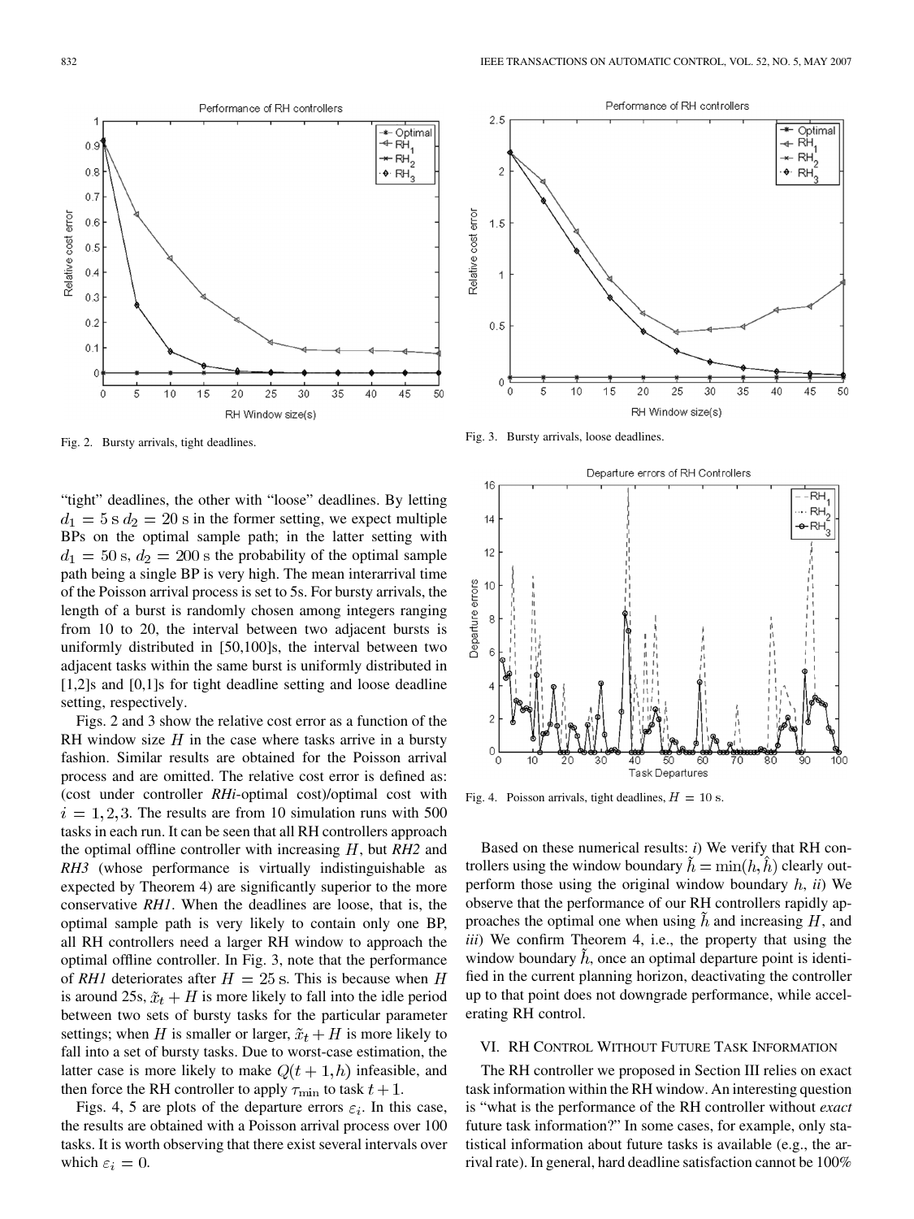Fig. 2. Bursty arrivals, tight deadlines.

Fig. 3. Bursty arrivals, loose deadlines.

Fig. 4. Poisson arrivals, tight deadlines, $H = 10$ s.

"tight" deadlines, the other with "loose" deadlines. By letting $d_1 = 5$ s $d_2 = 20$ s in the former setting, we expect multiple BPs on the optimal sample path; in the latter setting with $d_1 = 50$ s, $d_2 = 200$ s the probability of the optimal sample path being a single BP is very high. The mean interarrival time of the Poisson arrival process is set to 5s. For bursty arrivals, the length of a burst is randomly chosen among integers ranging from 10 to 20, the interval between two adjacent bursts is uniformly distributed in [50,100]s, the interval between two adjacent tasks within the same burst is uniformly distributed in [1,2]s and [0,1]s for tight deadline setting and loose deadline setting, respectively.

Figs. 2 and 3 show the relative cost error as a function of the RH window size $H$ in the case where tasks arrive in a bursty fashion. Similar results are obtained for the Poisson arrival process and are omitted. The relative cost error is defined as: (cost under controller *RHi*-optimal cost)/optimal cost with $i = 1, 2, 3$. The results are from 10 simulation runs with 500 tasks in each run. It can be seen that all RH controllers approach the optimal offline controller with increasing $H$, but *RH2* and *RH3* (whose performance is virtually indistinguishable as expected by Theorem 4) are significantly superior to the more conservative *RH1*. When the deadlines are loose, that is, the optimal sample path is very likely to contain only one BP, all RH controllers need a larger RH window to approach the optimal offline controller. In Fig. 3, note that the performance of *RH1* deteriorates after $H = 25$ s. This is because when $H$ is around 25s, $\tilde{x}_t + H$ is more likely to fall into the idle period between two sets of bursty tasks for the particular parameter settings; when $H$ is smaller or larger, $\tilde{x}_t + H$ is more likely to fall into a set of bursty tasks. Due to worst-case estimation, the latter case is more likely to make $Q(t+1, h)$ infeasible, and then force the RH controller to apply $\tau_{\min}$ to task $t+1$.

Figs. 4, 5 are plots of the departure errors $\varepsilon_i$. In this case, the results are obtained with a Poisson arrival process over 100 tasks. It is worth observing that there exist several intervals over which $\varepsilon_i = 0$.

Based on these numerical results: *i*) We verify that RH controllers using the window boundary $\tilde{h} = \min(h, \hat{h})$ clearly outperform those using the original window boundary $h$, *ii*) We observe that the performance of our RH controllers rapidly approaches the optimal one when using $\tilde{h}$ and increasing $H$, and *iii*) We confirm Theorem 4, i.e., the property that using the window boundary $\tilde{h}$, once an optimal departure point is identified in the current planning horizon, deactivating the controller up to that point does not downgrade performance, while accelerating RH control.

## VI. RH Control Without Future Task Information

The RH controller we proposed in Section III relies on exact task information within the RH window. An interesting question is "what is the performance of the RH controller without *exact* future task information?" In some cases, for example, only statistical information about future tasks is available (e.g., the arrival rate). In general, hard deadline satisfaction cannot be 100%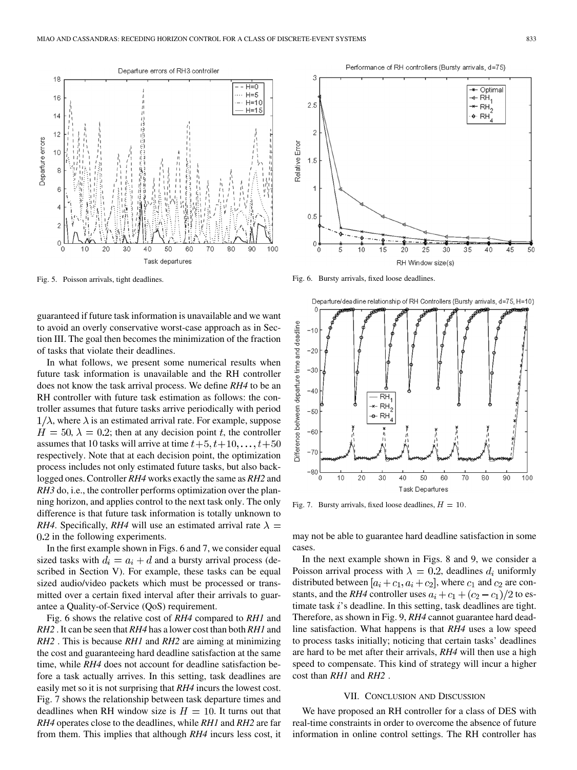Fig. 5. Poisson arrivals, tight deadlines.

Fig. 6. Bursty arrivals, fixed loose deadlines.

guaranteed if future task information is unavailable and we want to avoid an overly conservative worst-case approach as in Section III. The goal then becomes the minimization of the fraction of tasks that violate their deadlines.

In what follows, we present some numerical results when future task information is unavailable and the RH controller does not know the task arrival process. We define *RH4* to be an RH controller with future task estimation as follows: the controller assumes that future tasks arrive periodically with period $1/\lambda$, where $\lambda$ is an estimated arrival rate. For example, suppose $H = 50$, $\lambda = 0.2$; then at any decision point $t$, the controller assumes that 10 tasks will arrive at time $t+5, t+10, \ldots, t+50$ respectively. Note that at each decision point, the optimization process includes not only estimated future tasks, but also backlogged ones. Controller *RH4* works exactly the same as *RH2* and *RH3* do, i.e., the controller performs optimization over the planning horizon, and applies control to the next task only. The only difference is that future task information is totally unknown to *RH4*. Specifically, *RH4* will use an estimated arrival rate $\lambda = 0.2$ in the following experiments.

In the first example shown in Figs. 6 and 7, we consider equal sized tasks with $d_i = a_i + d$ and a bursty arrival process (described in Section V). For example, these tasks can be equal sized audio/video packets which must be processed or transmitted over a certain fixed interval after their arrivals to guarantee a Quality-of-Service (QoS) requirement.

Fig. 6 shows the relative cost of *RH4* compared to *RH1* and *RH2* . It can be seen that *RH4* has a lower cost than both *RH1* and *RH2* . This is because *RH1* and *RH2* are aiming at minimizing the cost and guaranteeing hard deadline satisfaction at the same time, while *RH4* does not account for deadline satisfaction before a task actually arrives. In this setting, task deadlines are easily met so it is not surprising that *RH4* incurs the lowest cost. Fig. 7 shows the relationship between task departure times and deadlines when RH window size is $H = 10$. It turns out that *RH4* operates close to the deadlines, while *RH1* and *RH2* are far from them. This implies that although *RH4* incurs less cost, it may not be able to guarantee hard deadline satisfaction in some cases.

Fig. 7. Bursty arrivals, fixed loose deadlines, $H = 10$.

In the next example shown in Figs. 8 and 9, we consider a Poisson arrival process with $\lambda = 0.2$, deadlines $d_i$ uniformly distributed between $[a_i + c_1, a_i + c_2]$, where $c_1$ and $c_2$ are constants, and the *RH4* controller uses $a_i + c_1 + (c_2 - c_1)/2$ to estimate task $i$'s deadline. In this setting, task deadlines are tight. Therefore, as shown in Fig. 9, *RH4* cannot guarantee hard deadline satisfaction. What happens is that *RH4* uses a low speed to process tasks initially; noticing that certain tasks' deadlines are hard to be met after their arrivals, *RH4* will then use a high speed to compensate. This kind of strategy will incur a higher cost than *RH1* and *RH2* .

## VII. Conclusion and Discussion

We have proposed an RH controller for a class of DES with real-time constraints in order to overcome the absence of future information in online control settings. The RH controller has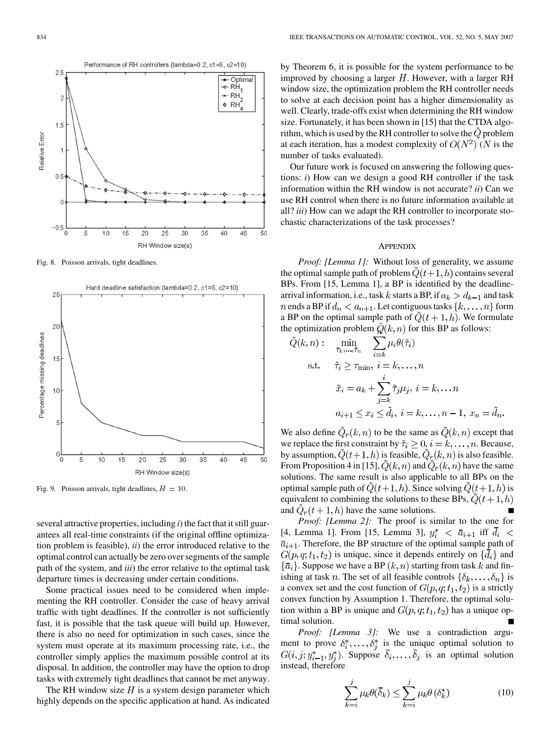Fig. 8. Poisson arrivals, tight deadlines.

Fig. 9. Poisson arrivals, tight deadlines, $H = 10$.

several attractive properties, including *i*) the fact that it still guarantees all real-time constraints (if the original offline optimization problem is feasible), *ii*) the error introduced relative to the optimal control can actually be zero over segments of the sample path of the system, and *iii*) the error relative to the optimal task departure times is decreasing under certain conditions.

Some practical issues need to be considered when implementing the RH controller. Consider the case of heavy arrival traffic with tight deadlines. If the controller is not sufficiently fast, it is possible that the task queue will build up. However, there is also no need for optimization in such cases, since the system must operate at its maximum processing rate, i.e., the controller simply applies the maximum possible control at its disposal. In addition, the controller may have the option to drop tasks with extremely tight deadlines that cannot be met anyway.

The RH window size $H$ is a system design parameter which highly depends on the specific application at hand. As indicated by Theorem 6, it is possible for the system performance to be improved by choosing a larger $H$. However, with a larger RH window size, the optimization problem the RH controller needs to solve at each decision point has a higher dimensionality as well. Clearly, trade-offs exist when determining the RH window size. Fortunately, it has been shown in [15] that the CTDA algorithm, which is used by the RH controller to solve the $\tilde{Q}$ problem at each iteration, has a modest complexity of $O(N^2)$ ($N$ is the number of tasks evaluated).

Our future work is focused on answering the following questions: *i*) How can we design a good RH controller if the task information within the RH window is not accurate? *ii*) Can we use RH control when there is no future information available at all? *iii*) How can we adapt the RH controller to incorporate stochastic characterizations of the task processes?

## Appendix

*Proof: [Lemma 1]:* Without loss of generality, we assume the optimal sample path of problem $\tilde{Q}(t+1, h)$ contains several BPs. From [15, Lemma 1], a BP is identified by the deadline-arrival information, i.e., task $k$ starts a BP, if $a_k > d_{k-1}$ and task $n$ ends a BP if $d_n < a_{n+1}$. Let contiguous tasks $\{k, \ldots, n\}$ form a BP on the optimal sample path of $\tilde{Q}(t+1, h)$. We formulate the optimization problem $\tilde{Q}(k, n)$ for this BP as follows:

$$\tilde{Q}(k,n): \quad \min_{\tilde{\tau}_k,\ldots,\tilde{\tau}_n} \quad \sum_{i=k} \mu_i \theta(\tilde{\tau}_i)$$

$$\text{s.t.} \quad \tilde{\tau}_i \geq \tau_{\min},\ i = k,\ldots,n$$

$$\tilde{x}_i = a_k + \sum_{j=k}^{i} \tilde{\tau}_j \mu_j,\ i = k,\ldots n$$

$$a_{i+1} \leq x_i \leq \tilde{d}_i,\ i = k,\ldots,n-1,\ x_n = \tilde{d}_n.$$

We also define $\tilde{Q}_r(k, n)$ to be the same as $\tilde{Q}(k, n)$ except that we replace the first constraint by $\tilde{\tau}_i \geq 0, i = k, \ldots, n$. Because, by assumption, $\tilde{Q}(t+1, h)$ is feasible, $\tilde{Q}_r(k, n)$ is also feasible. From Proposition 4 in [15], $\tilde{Q}(k, n)$ and $\tilde{Q}_r(k, n)$ have the same solutions. The same result is also applicable to all BPs on the optimal sample path of $\tilde{Q}(t+1, h)$. Since solving $\tilde{Q}(t+1, h)$ is equivalent to combining the solutions to these BPs, $\tilde{Q}(t+1, h)$ and $\tilde{Q}_r(t+1, h)$ have the same solutions. ∎

*Proof: [Lemma 2]:* The proof is similar to the one for [4, Lemma 1]. From [15, Lemma 3], $y_i^* < \bar{a}_{i+1}$ iff $\bar{d}_i < \bar{a}_{i+1}$. Therefore, the BP structure of the optimal sample path of $G(p, q; t_1, t_2)$ is unique, since it depends entirely on $\{\bar{d}_i\}$ and $\{\bar{a}_i\}$. Suppose we have a BP $(k, n)$ starting from task $k$ and finishing at task $n$. The set of all feasible controls $\{\delta_k, \ldots, \delta_n\}$ is a convex set and the cost function of $G(p, q; t_1, t_2)$ is a strictly convex function by Assumption 1. Therefore, the optimal solution within a BP is unique and $G(p, q; t_1, t_2)$ has a unique optimal solution. ∎

*Proof: [Lemma 3]:* We use a contradiction argument to prove $\delta_i^*, \ldots, \delta_j^*$ is the unique optimal solution to $G(i, j; y_{i-1}^*, y_j^*)$. Suppose $\bar{\delta}_i, \ldots, \bar{\delta}_j$ is an optimal solution instead, therefore

$$\sum_{k=i}^{j} \mu_k \theta(\bar{\delta}_k) \leq \sum_{k=i}^{j} \mu_k \theta(\delta_k^*) \tag{10}$$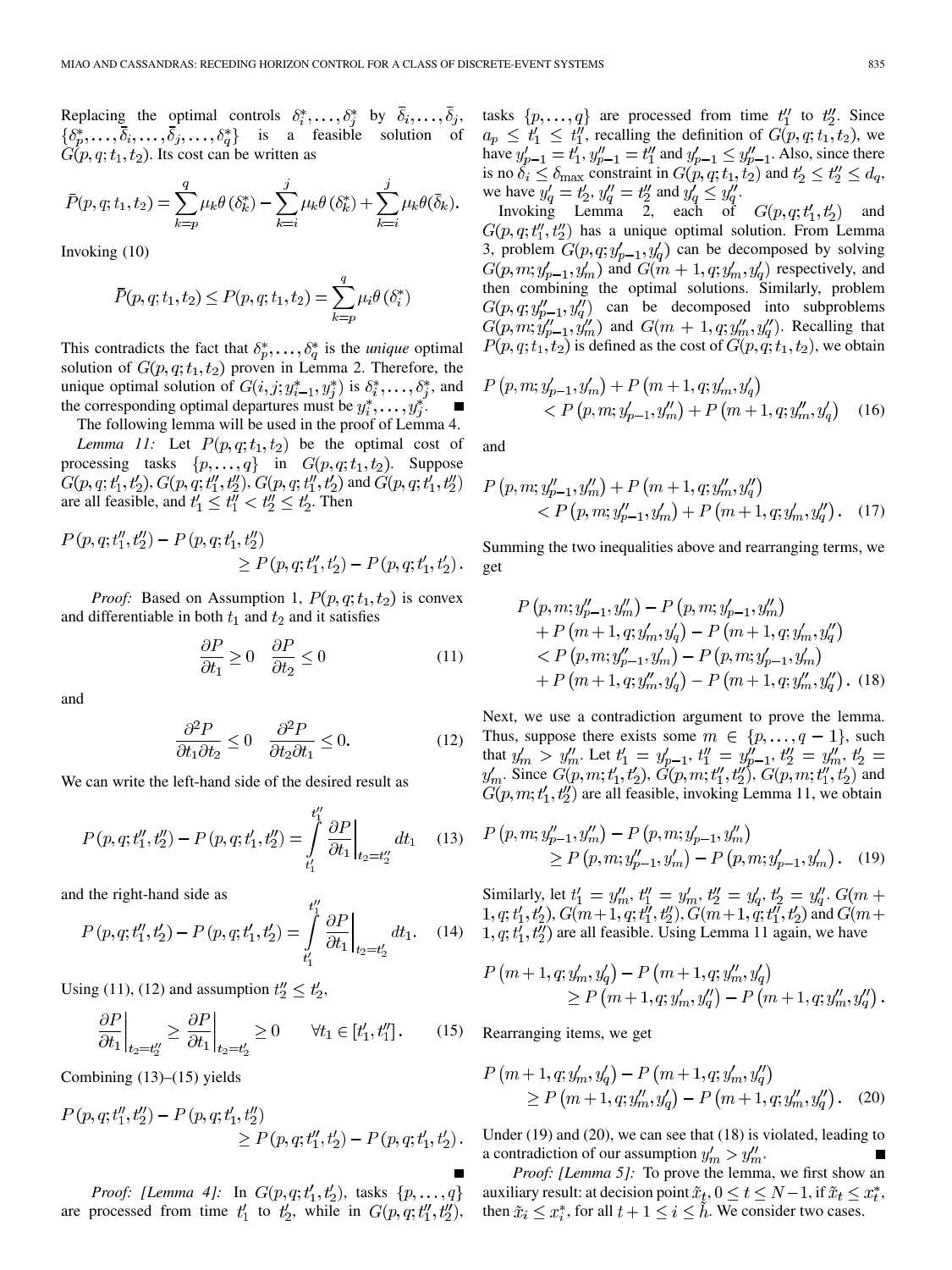Replacing the optimal controls $\delta_i^*, \ldots, \delta_j^*$ by $\bar{\delta}_i, \ldots, \bar{\delta}_j$, $\{\delta_p^*, \ldots, \bar{\delta}_i, \ldots, \bar{\delta}_j, \ldots, \delta_q^*\}$ is a feasible solution of $G(p, q; t_1, t_2)$. Its cost can be written as

$$\bar{P}(p, q; t_1, t_2) = \sum_{k=p}^{q} \mu_k \theta(\delta_k^*) - \sum_{k=i}^{j} \mu_k \theta(\delta_k^*) + \sum_{k=i}^{j} \mu_k \theta(\bar{\delta}_k).$$

Invoking (10)

$$\bar{P}(p, q; t_1, t_2) \leq P(p, q; t_1, t_2) = \sum_{k=p}^{q} \mu_i \theta(\delta_i^*)$$

This contradicts the fact that $\delta_p^*, \ldots, \delta_q^*$ is the *unique* optimal solution of $G(p, q; t_1, t_2)$ proven in Lemma 2. Therefore, the unique optimal solution of $G(i, j; y_{i-1}^*, y_j^*)$ is $\delta_i^*, \ldots, \delta_j^*$, and the corresponding optimal departures must be $y_i^*, \ldots, y_j^*$. ∎

The following lemma will be used in the proof of Lemma 4.

*Lemma 11:* Let $P(p, q; t_1, t_2)$ be the optimal cost of processing tasks $\{p, \ldots, q\}$ in $G(p, q; t_1, t_2)$. Suppose $G(p, q; t_1', t_2')$, $G(p, q; t_1'', t_2'')$, $G(p, q; t_1'', t_2')$ and $G(p, q; t_1', t_2'')$ are all feasible, and $t_1' \leq t_1'' < t_2'' \leq t_2'$. Then

$$P(p, q; t_1'', t_2'') - P(p, q; t_1', t_2'') \geq P(p, q; t_1'', t_2') - P(p, q; t_1', t_2').$$

*Proof:* Based on Assumption 1, $P(p, q; t_1, t_2)$ is convex and differentiable in both $t_1$ and $t_2$ and it satisfies

$$\frac{\partial P}{\partial t_1} \geq 0 \quad \frac{\partial P}{\partial t_2} \leq 0 \tag{11}$$

and

$$\frac{\partial^2 P}{\partial t_1 \partial t_2} \leq 0 \quad \frac{\partial^2 P}{\partial t_2 \partial t_1} \leq 0. \tag{12}$$

We can write the left-hand side of the desired result as

$$P(p, q; t_1'', t_2'') - P(p, q; t_1', t_2'') = \int_{t_1'}^{t_1''} \left. \frac{\partial P}{\partial t_1} \right|_{t_2 = t_2''} dt_1 \tag{13}$$

and the right-hand side as

$$P(p, q; t_1'', t_2') - P(p, q; t_1', t_2') = \int_{t_1'}^{t_1''} \left. \frac{\partial P}{\partial t_1} \right|_{t_2 = t_2'} dt_1. \tag{14}$$

Using (11), (12) and assumption $t_2'' \leq t_2'$,

$$\left. \frac{\partial P}{\partial t_1} \right|_{t_2 = t_2''} \geq \left. \frac{\partial P}{\partial t_1} \right|_{t_2 = t_2'} \geq 0 \qquad \forall t_1 \in [t_1', t_1'']. \tag{15}$$

Combining (13)–(15) yields

$$P(p, q; t_1'', t_2'') - P(p, q; t_1', t_2'') \geq P(p, q; t_1'', t_2') - P(p, q; t_1', t_2').$$

∎

*Proof: [Lemma 4]:* In $G(p, q; t_1', t_2')$, tasks $\{p, \ldots, q\}$ are processed from time $t_1'$ to $t_2'$, while in $G(p, q; t_1'', t_2'')$, tasks $\{p, \ldots, q\}$ are processed from time $t_1''$ to $t_2''$. Since $a_p \leq t_1' \leq t_1''$, recalling the definition of $G(p, q; t_1, t_2)$, we have $y_{p-1}' = t_1'$, $y_{p-1}'' = t_1''$ and $y_{p-1}' \leq y_{p-1}''$. Also, since there is no $\delta_i \leq \delta_{\max}$ constraint in $G(p, q; t_1, t_2)$ and $t_2' \leq t_2'' \leq d_q$, we have $y_q' = t_2'$, $y_q'' = t_2''$ and $y_q' \leq y_q''$.

Invoking Lemma 2, each of $G(p, q; t_1', t_2')$ and $G(p, q; t_1'', t_2'')$ has a unique optimal solution. From Lemma 3, problem $G(p, q; y_{p-1}', y_q')$ can be decomposed by solving $G(p, m; y_{p-1}', y_m')$ and $G(m+1, q; y_m', y_q')$ respectively, and then combining the optimal solutions. Similarly, problem $G(p, q; y_{p-1}'', y_q'')$ can be decomposed into subproblems $G(p, m; y_{p-1}'', y_m'')$ and $G(m+1, q; y_m'', y_q'')$. Recalling that $P(p, q; t_1, t_2)$ is defined as the cost of $G(p, q; t_1, t_2)$, we obtain

$$P(p, m; y_{p-1}', y_m') + P(m+1, q; y_m', y_q') < P(p, m; y_{p-1}', y_m'') + P(m+1, q; y_m'', y_q') \tag{16}$$

and

$$P(p, m; y_{p-1}'', y_m'') + P(m+1, q; y_m'', y_q'') < P(p, m; y_{p-1}'', y_m') + P(m+1, q; y_m', y_q''). \tag{17}$$

Summing the two inequalities above and rearranging terms, we get

$$\begin{aligned} &P(p, m; y_{p-1}'', y_m'') - P(p, m; y_{p-1}', y_m'') \\ &\quad + P(m+1, q; y_m', y_q') - P(m+1, q; y_m', y_q'') \\ &< P(p, m; y_{p-1}'', y_m') - P(p, m; y_{p-1}', y_m') \\ &\quad + P(m+1, q; y_m'', y_q') - P(m+1, q; y_m'', y_q''). \end{aligned} \tag{18}$$

Next, we use a contradiction argument to prove the lemma. Thus, suppose there exists some $m \in \{p, \ldots, q-1\}$, such that $y_m' > y_m''$. Let $t_1' = y_{p-1}'$, $t_1'' = y_{p-1}''$, $t_2'' = y_m''$, $t_2' = y_m'$. Since $G(p, m; t_1', t_2')$, $G(p, m; t_1'', t_2'')$, $G(p, m; t_1'', t_2')$ and $G(p, m; t_1', t_2'')$ are all feasible, invoking Lemma 11, we obtain

$$P(p, m; y_{p-1}'', y_m'') - P(p, m; y_{p-1}', y_m'') \geq P(p, m; y_{p-1}'', y_m') - P(p, m; y_{p-1}', y_m'). \tag{19}$$

Similarly, let $t_1' = y_m''$, $t_1'' = y_m'$, $t_2'' = y_q'$, $t_2' = y_q''$. $G(m+1, q; t_1', t_2')$, $G(m+1, q; t_1'', t_2'')$, $G(m+1, q; t_1'', t_2')$ and $G(m+1, q; t_1', t_2'')$ are all feasible. Using Lemma 11 again, we have

$$P(m+1, q; y_m', y_q') - P(m+1, q; y_m'', y_q') \geq P(m+1, q; y_m', y_q'') - P(m+1, q; y_m'', y_q'').$$

Rearranging items, we get

$$P(m+1, q; y_m', y_q') - P(m+1, q; y_m', y_q'') \geq P(m+1, q; y_m'', y_q') - P(m+1, q; y_m'', y_q''). \tag{20}$$

Under (19) and (20), we can see that (18) is violated, leading to a contradiction of our assumption $y_m' > y_m''$. ∎

*Proof: [Lemma 5]:* To prove the lemma, we first show an auxiliary result: at decision point $\tilde{x}_t$, $0 \leq t \leq N-1$, if $\tilde{x}_t \leq x_t^*$, then $\tilde{x}_i \leq x_i^*$, for all $t+1 \leq i \leq \tilde{h}$. We consider two cases.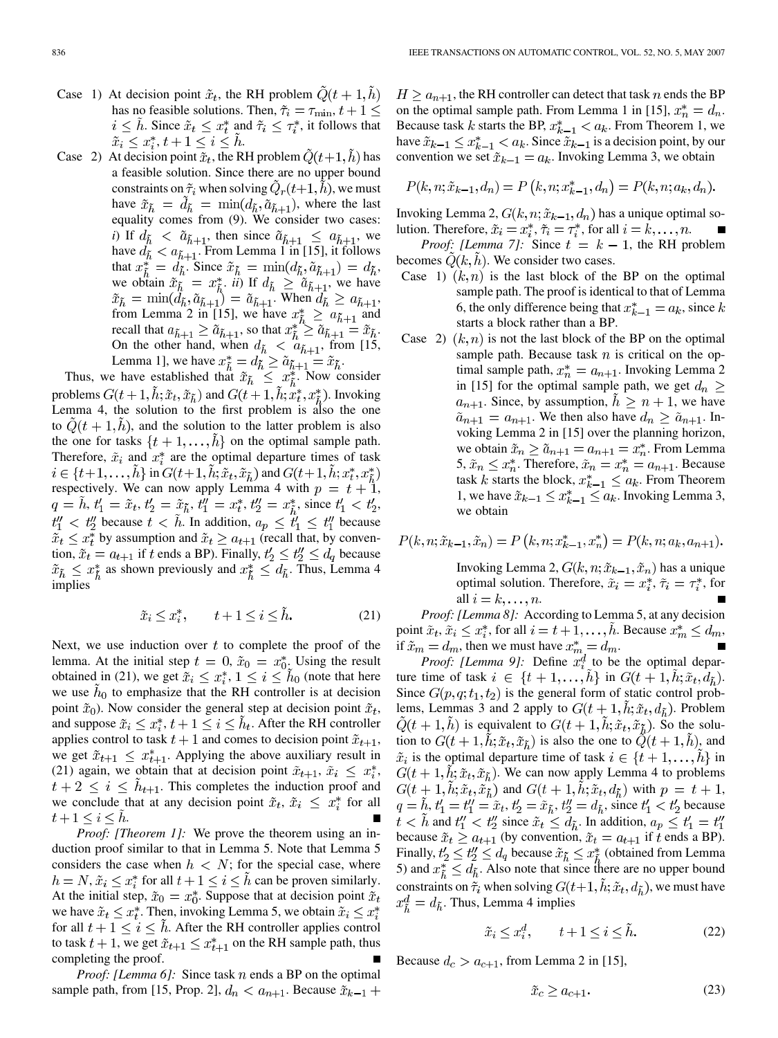Case 1) At decision point $\tilde{x}_t$, the RH problem $\tilde{Q}(t+1,\tilde{h})$ has no feasible solutions. Then, $\tilde{\tau}_i = \tau_{\min}$, $t+1 \leq i \leq \tilde{h}$. Since $\tilde{x}_t \leq x_t^*$ and $\tilde{\tau}_i \leq \tau_i^*$, it follows that $\tilde{x}_i \leq x_i^*$, $t+1 \leq i \leq \tilde{h}$.

Case 2) At decision point $\tilde{x}_t$, the RH problem $\tilde{Q}(t+1,\tilde{h})$ has a feasible solution. Since there are no upper bound constraints on $\tilde{\tau}_i$ when solving $\tilde{Q}_r(t+1,\tilde{h})$, we must have $\tilde{x}_{\tilde{h}} = \tilde{d}_{\tilde{h}} = \min(d_{\tilde{h}}, \tilde{a}_{\tilde{h}+1})$, where the last equality comes from (9). We consider two cases: *i)* If $d_{\tilde{h}} < \tilde{a}_{\tilde{h}+1}$, then since $\tilde{a}_{\tilde{h}+1} \leq a_{\tilde{h}+1}$, we have $d_{\tilde{h}} < a_{\tilde{h}+1}$. From Lemma 1 in [15], it follows that $x_{\tilde{h}}^* = d_{\tilde{h}}$. Since $\tilde{x}_{\tilde{h}} = \min(d_{\tilde{h}}, \tilde{a}_{\tilde{h}+1}) = d_{\tilde{h}}$, we obtain $\tilde{x}_{\tilde{h}} = x_{\tilde{h}}^*$. *ii)* If $d_{\tilde{h}} \geq \tilde{a}_{\tilde{h}+1}$, we have $\tilde{x}_{\tilde{h}} = \min(d_{\tilde{h}}, \tilde{a}_{\tilde{h}+1}) = \tilde{a}_{\tilde{h}+1}$. When $d_{\tilde{h}} \geq a_{\tilde{h}+1}$, from Lemma 2 in [15], we have $x_{\tilde{h}}^* \geq a_{\tilde{h}+1}$ and recall that $a_{\tilde{h}+1} \geq \tilde{a}_{\tilde{h}+1}$, so that $x_{\tilde{h}}^* \geq \tilde{a}_{\tilde{h}+1} = \tilde{x}_{\tilde{h}}$. On the other hand, when $d_{\tilde{h}} < a_{\tilde{h}+1}$, from [15, Lemma 1], we have $x_{\tilde{h}}^* = d_{\tilde{h}} \geq \tilde{a}_{\tilde{h}+1} = \tilde{x}_{\tilde{h}}$.

Thus, we have established that $\tilde{x}_{\tilde{h}} \leq x_{\tilde{h}}^*$. Now consider problems $G(t+1,\tilde{h};\tilde{x}_t,\tilde{x}_{\tilde{h}})$ and $G(t+1,\tilde{h};x_t^*,x_{\tilde{h}}^*)$. Invoking Lemma 4, the solution to the first problem is also the one to $\tilde{Q}(t+1,\tilde{h})$, and the solution to the latter problem is also the one for tasks $\{t+1,\ldots,\tilde{h}\}$ on the optimal sample path. Therefore, $\tilde{x}_i$ and $x_i^*$ are the optimal departure times of task $i \in \{t+1,\ldots,\tilde{h}\}$ in $G(t+1,\tilde{h};\tilde{x}_t,\tilde{x}_{\tilde{h}})$ and $G(t+1,\tilde{h};x_t^*,x_{\tilde{h}}^*)$ respectively. We can now apply Lemma 4 with $p = t+1$, $q = \tilde{h}$, $t_1' = \tilde{x}_t$, $t_2' = \tilde{x}_{\tilde{h}}$, $t_1'' = x_t^*$, $t_2'' = x_{\tilde{h}}^*$, since $t_1' < t_2'$, $t_1'' < t_2''$ because $t < \tilde{h}$. In addition, $a_p \leq t_1' \leq t_1''$ because $\tilde{x}_t \leq x_t^*$ by assumption and $\tilde{x}_t \geq a_{t+1}$ (recall that, by convention, $\tilde{x}_t = a_{t+1}$ if $t$ ends a BP). Finally, $t_2' \leq t_2'' \leq d_q$ because $\tilde{x}_{\tilde{h}} \leq x_{\tilde{h}}^*$ as shown previously and $x_{\tilde{h}}^* \leq d_{\tilde{h}}$. Thus, Lemma 4 implies

$$\tilde{x}_i \leq x_i^*, \qquad t+1 \leq i \leq \tilde{h}. \tag{21}$$

Next, we use induction over $t$ to complete the proof of the lemma. At the initial step $t = 0$, $\tilde{x}_0 = x_0^*$. Using the result obtained in (21), we get $\tilde{x}_i \leq x_i^*$, $1 \leq i \leq \tilde{h}_0$ (note that here we use $\tilde{h}_0$ to emphasize that the RH controller is at decision point $\tilde{x}_0$). Now consider the general step at decision point $\tilde{x}_t$, and suppose $\tilde{x}_i \leq x_i^*$, $t+1 \leq i \leq \tilde{h}_t$. After the RH controller applies control to task $t+1$ and comes to decision point $\tilde{x}_{t+1}$, we get $\tilde{x}_{t+1} \leq x_{t+1}^*$. Applying the above auxiliary result in (21) again, we obtain that at decision point $\tilde{x}_{t+1}$, $\tilde{x}_i \leq x_i^*$, $t+2 \leq i \leq \tilde{h}_{t+1}$. This completes the induction proof and we conclude that at any decision point $\tilde{x}_t$, $\tilde{x}_i \leq x_i^*$ for all $t+1 \leq i \leq \tilde{h}$. ∎

*Proof: [Theorem 1]:* We prove the theorem using an induction proof similar to that in Lemma 5. Note that Lemma 5 considers the case when $h < N$; for the special case, where $h = N$, $\tilde{x}_i \leq x_i^*$ for all $t+1 \leq i \leq \tilde{h}$ can be proven similarly. At the initial step, $\tilde{x}_0 = x_0^*$. Suppose that at decision point $\tilde{x}_t$ we have $\tilde{x}_t \leq x_t^*$. Then, invoking Lemma 5, we obtain $\tilde{x}_i \leq x_i^*$ for all $t+1 \leq i \leq \tilde{h}$. After the RH controller applies control to task $t+1$, we get $\tilde{x}_{t+1} \leq x_{t+1}^*$ on the RH sample path, thus completing the proof. ∎

*Proof: [Lemma 6]:* Since task $n$ ends a BP on the optimal sample path, from [15, Prop. 2], $d_n < a_{n+1}$. Because $\tilde{x}_{k-1} + H \geq a_{n+1}$, the RH controller can detect that task $n$ ends the BP on the optimal sample path. From Lemma 1 in [15], $x_n^* = d_n$. Because task $k$ starts the BP, $x_{k-1}^* < a_k$. From Theorem 1, we have $\tilde{x}_{k-1} \leq x_{k-1}^* < a_k$. Since $\tilde{x}_{k-1}$ is a decision point, by our convention we set $\tilde{x}_{k-1} = a_k$. Invoking Lemma 3, we obtain

$$P(k,n;\tilde{x}_{k-1},d_n) = P\left(k,n;x_{k-1}^*,d_n\right) = P(k,n;a_k,d_n).$$

Invoking Lemma 2, $G(k,n;\tilde{x}_{k-1},d_n)$ has a unique optimal solution. Therefore, $\tilde{x}_i = x_i^*$, $\tilde{\tau}_i = \tau_i^*$, for all $i = k,\ldots,n$. ∎

*Proof: [Lemma 7]:* Since $t = k-1$, the RH problem becomes $\tilde{Q}(k,\tilde{h})$. We consider two cases.

Case 1) $(k,n)$ is the last block of the BP on the optimal sample path. The proof is identical to that of Lemma 6, the only difference being that $x_{k-1}^* = a_k$, since $k$ starts a block rather than a BP.

Case 2) $(k,n)$ is not the last block of the BP on the optimal sample path. Because task $n$ is critical on the optimal sample path, $x_n^* = a_{n+1}$. Invoking Lemma 2 in [15] for the optimal sample path, we get $d_n \geq a_{n+1}$. Since, by assumption, $\tilde{h} \geq n+1$, we have $\tilde{a}_{n+1} = a_{n+1}$. We then also have $d_n \geq \tilde{a}_{n+1}$. Invoking Lemma 2 in [15] over the planning horizon, we obtain $\tilde{x}_n \geq \tilde{a}_{n+1} = x_n^*$. From Lemma 5, $\tilde{x}_n \leq x_n^*$. Therefore, $\tilde{x}_n = x_n^* = a_{n+1}$. Because task $k$ starts the block, $x_{k-1}^* \leq a_k$. From Theorem 1, we have $\tilde{x}_{k-1} \leq x_{k-1}^* \leq a_k$. Invoking Lemma 3, we obtain

$$P(k,n;\tilde{x}_{k-1},\tilde{x}_n) = P\left(k,n;x_{k-1}^*,x_n^*\right) = P(k,n;a_k,a_{n+1}).$$

Invoking Lemma 2, $G(k,n;\tilde{x}_{k-1},\tilde{x}_n)$ has a unique optimal solution. Therefore, $\tilde{x}_i = x_i^*$, $\tilde{\tau}_i = \tau_i^*$, for all $i = k,\ldots,n$. ∎

*Proof: [Lemma 8]:* According to Lemma 5, at any decision point $\tilde{x}_t$, $\tilde{x}_i \leq x_i^*$, for all $i = t+1,\ldots,\tilde{h}$. Because $x_m^* \leq d_m$, if $\tilde{x}_m = d_m$, then we must have $x_m^* = d_m$. ∎

*Proof: [Lemma 9]:* Define $x_i^d$ to be the optimal departure time of task $i \in \{t+1,\ldots,\tilde{h}\}$ in $G(t+1,\tilde{h};\tilde{x}_t,d_{\tilde{h}})$. Since $G(p,q;t_1,t_2)$ is the general form of static control problems, Lemmas 3 and 2 apply to $G(t+1,\tilde{h};\tilde{x}_t,d_{\tilde{h}})$. Problem $\tilde{Q}(t+1,\tilde{h})$ is equivalent to $G(t+1,\tilde{h};\tilde{x}_t,\tilde{x}_{\tilde{h}})$. So the solution to $G(t+1,\tilde{h};\tilde{x}_t,\tilde{x}_{\tilde{h}})$ is also the one to $\tilde{Q}(t+1,\tilde{h})$, and $\tilde{x}_i$ is the optimal departure time of task $i \in \{t+1,\ldots,\tilde{h}\}$ in $G(t+1,\tilde{h};\tilde{x}_t,\tilde{x}_{\tilde{h}})$. We can now apply Lemma 4 to problems $G(t+1,\tilde{h};\tilde{x}_t,\tilde{x}_{\tilde{h}})$ and $G(t+1,\tilde{h};\tilde{x}_t,d_{\tilde{h}})$ with $p = t+1$, $q = \tilde{h}$, $t_1' = t_1'' = \tilde{x}_t$, $t_2' = \tilde{x}_{\tilde{h}}$, $t_2'' = d_{\tilde{h}}$, since $t_1' < t_2'$ because $t < \tilde{h}$ and $t_1'' < t_2''$ since $\tilde{x}_t \leq d_{\tilde{h}}$. In addition, $a_p \leq t_1' = t_1''$ because $\tilde{x}_t \geq a_{t+1}$ (by convention, $\tilde{x}_t = a_{t+1}$ if $t$ ends a BP). Finally, $t_2' \leq t_2'' \leq d_q$ because $\tilde{x}_{\tilde{h}} \leq x_{\tilde{h}}^*$ (obtained from Lemma 5) and $x_{\tilde{h}}^* \leq d_{\tilde{h}}$. Also note that since there are no upper bound constraints on $\tilde{\tau}_i$ when solving $G(t+1,\tilde{h};\tilde{x}_t,d_{\tilde{h}})$, we must have $x_{\tilde{h}}^d = d_{\tilde{h}}$. Thus, Lemma 4 implies

$$\tilde{x}_i \leq x_i^d, \qquad t+1 \leq i \leq \tilde{h}. \tag{22}$$

Because $d_c > a_{c+1}$, from Lemma 2 in [15],

$$\tilde{x}_c \geq a_{c+1}. \tag{23}$$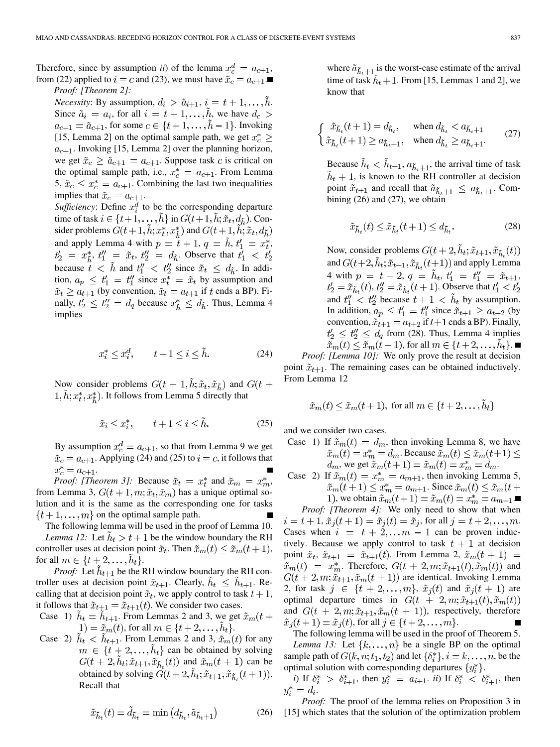Therefore, since by assumption *ii*) of the lemma $x_c^d = a_{c+1}$, from (22) applied to $i = c$ and (23), we must have $\tilde{x}_c = a_{c+1}$. ■

*Proof: [Theorem 2]:*

*Necessity*: By assumption, $d_i > \tilde{a}_{i+1}$, $i = t+1, \ldots, \tilde{h}$. Since $\tilde{a}_i = a_i$, for all $i = t+1, \ldots, \tilde{h}$, we have $d_c > a_{c+1} = \tilde{a}_{c+1}$, for some $c \in \{t+1, \ldots, \tilde{h}-1\}$. Invoking [15, Lemma 2] on the optimal sample path, we get $x_c^* \geq a_{c+1}$. Invoking [15, Lemma 2] over the planning horizon, we get $\tilde{x}_c \geq \tilde{a}_{c+1} = a_{c+1}$. Suppose task $c$ is critical on the optimal sample path, i.e., $x_c^* = a_{c+1}$. From Lemma 5, $\tilde{x}_c \leq x_c^* = a_{c+1}$. Combining the last two inequalities implies that $\tilde{x}_c = a_{c+1}$.

*Sufficiency*: Define $x_i^d$ to be the corresponding departure time of task $i \in \{t+1, \ldots, \tilde{h}\}$ in $G(t+1, \tilde{h}; \tilde{x}_t, d_{\tilde{h}})$. Consider problems $G(t+1, \tilde{h}; x_t^*, x_{\tilde{h}}^*)$ and $G(t+1, \tilde{h}; \tilde{x}_t, d_{\tilde{h}})$ and apply Lemma 4 with $p = t+1$, $q = \tilde{h}$, $t_1' = x_t^*$, $t_2' = x_{\tilde{h}}^*$, $t_1'' = \tilde{x}_t$, $t_2'' = d_{\tilde{h}}$. Observe that $t_1' < t_2'$ because $t < \tilde{h}$ and $t_1'' < t_2''$ since $\tilde{x}_t \leq d_{\tilde{h}}$. In addition, $a_p \leq t_1' = t_1''$ since $x_t^* = \tilde{x}_t$ by assumption and $\tilde{x}_t \geq a_{t+1}$ (by convention, $\tilde{x}_t = a_{t+1}$ if $t$ ends a BP). Finally, $t_2' \leq t_2'' = d_q$ because $x_{\tilde{h}}^* \leq d_{\tilde{h}}$. Thus, Lemma 4 implies

$$x_i^* \leq x_i^d, \qquad t+1 \leq i \leq \tilde{h}. \tag{24}$$

Now consider problems $G(t+1, \tilde{h}; \tilde{x}_t, \tilde{x}_{\tilde{h}})$ and $G(t+1, \tilde{h}; x_t^*, x_{\tilde{h}}^*)$. It follows from Lemma 5 directly that

$$\tilde{x}_i \leq x_i^*, \qquad t+1 \leq i \leq \tilde{h}. \tag{25}$$

By assumption $x_c^d = a_{c+1}$, so that from Lemma 9 we get $\tilde{x}_c = a_{c+1}$. Applying (24) and (25) to $i = c$, it follows that $x_c^* = a_{c+1}$. ■

*Proof: [Theorem 3]:* Because $\tilde{x}_t = x_t^*$ and $\tilde{x}_m = x_m^*$, from Lemma 3, $G(t+1, m; \tilde{x}_t, \tilde{x}_m)$ has a unique optimal solution and it is the same as the corresponding one for tasks $\{t+1, \ldots, m\}$ on the optimal sample path. ■

The following lemma will be used in the proof of Lemma 10.

*Lemma 12:* Let $\tilde{h}_t > t+1$ be the window boundary the RH controller uses at decision point $\tilde{x}_t$. Then $\tilde{x}_m(t) \leq \tilde{x}_m(t+1)$, for all $m \in \{t+2, \ldots, \tilde{h}_t\}$.

*Proof:* Let $\tilde{h}_{t+1}$ be the RH window boundary the RH controller uses at decision point $\tilde{x}_{t+1}$. Clearly, $\tilde{h}_t \leq \tilde{h}_{t+1}$. Recalling that at decision point $\tilde{x}_t$, we apply control to task $t+1$, it follows that $\tilde{x}_{t+1} = \tilde{x}_{t+1}(t)$. We consider two cases.

Case 1) $\tilde{h}_t = \tilde{h}_{t+1}$. From Lemmas 2 and 3, we get $\tilde{x}_m(t+1) = \tilde{x}_m(t)$, for all $m \in \{t+2, \ldots, \tilde{h}_t\}$.

Case 2) $\tilde{h}_t < \tilde{h}_{t+1}$. From Lemmas 2 and 3, $\tilde{x}_m(t)$ for any $m \in \{t+2, \ldots, \tilde{h}_t\}$ can be obtained by solving $G(t+2, \tilde{h}_t; \tilde{x}_{t+1}, \tilde{x}_{\tilde{h}_t}(t))$ and $\tilde{x}_m(t+1)$ can be obtained by solving $G(t+2, \tilde{h}_t; \tilde{x}_{t+1}, \tilde{x}_{\tilde{h}_t}(t+1))$. Recall that

$$\tilde{x}_{\tilde{h}_t}(t) = \tilde{d}_{\tilde{h}_t} = \min\left(d_{\tilde{h}_t}, \tilde{a}_{\tilde{h}_t+1}\right) \tag{26}$$

where $\tilde{a}_{\tilde{h}_t+1}$ is the worst-case estimate of the arrival time of task $\tilde{h}_t+1$. From [15, Lemmas 1 and 2], we know that

$$\begin{cases} \tilde{x}_{\tilde{h}_t}(t+1) = d_{\tilde{h}_t}, & \text{when } d_{\tilde{h}_t} < a_{\tilde{h}_t+1} \\ \tilde{x}_{\tilde{h}_t}(t+1) \geq a_{\tilde{h}_t+1}, & \text{when } d_{\tilde{h}_t} \geq a_{\tilde{h}_t+1}. \end{cases} \tag{27}$$

Because $\tilde{h}_t < \tilde{h}_{t+1}$, $a_{\tilde{h}_t+1}$, the arrival time of task $\tilde{h}_t+1$, is known to the RH controller at decision point $\tilde{x}_{t+1}$ and recall that $\tilde{a}_{\tilde{h}_t+1} \leq a_{\tilde{h}_t+1}$. Combining (26) and (27), we obtain

$$\tilde{x}_{\tilde{h}_t}(t) \leq \tilde{x}_{\tilde{h}_t}(t+1) \leq d_{\tilde{h}_t}. \tag{28}$$

Now, consider problems $G(t+2, \tilde{h}_t; \tilde{x}_{t+1}, \tilde{x}_{\tilde{h}_t}(t))$ and $G(t+2, \tilde{h}_t; \tilde{x}_{t+1}, \tilde{x}_{\tilde{h}_t}(t+1))$ and apply Lemma 4 with $p = t+2$, $q = \tilde{h}_t$, $t_1' = t_1'' = \tilde{x}_{t+1}$, $t_2' = \tilde{x}_{\tilde{h}_t}(t)$, $t_2'' = \tilde{x}_{\tilde{h}_t}(t+1)$. Observe that $t_1' < t_2'$ and $t_1'' < t_2''$ because $t+1 < \tilde{h}_t$ by assumption. In addition, $a_p \leq t_1' = t_1''$ since $\tilde{x}_{t+1} \geq a_{t+2}$ (by convention, $\tilde{x}_{t+1} = a_{t+2}$ if $t+1$ ends a BP). Finally, $t_2' \leq t_2'' \leq d_q$ from (28). Thus, Lemma 4 implies $\tilde{x}_m(t) \leq \tilde{x}_m(t+1)$, for all $m \in \{t+2, \ldots, \tilde{h}_t\}$. ■

*Proof: [Lemma 10]:* We only prove the result at decision point $\tilde{x}_{t+1}$. The remaining cases can be obtained inductively. From Lemma 12

$$\tilde{x}_m(t) \leq \tilde{x}_m(t+1), \text{ for all } m \in \{t+2, \ldots, \tilde{h}_t\}$$

and we consider two cases.

Case 1) If $\tilde{x}_m(t) = d_m$, then invoking Lemma 8, we have $\tilde{x}_m(t) = x_m^* = d_m$. Because $\tilde{x}_m(t) \leq \tilde{x}_m(t+1) \leq d_m$, we get $\tilde{x}_m(t+1) = \tilde{x}_m(t) = x_m^* = d_m$.

Case 2) If $\tilde{x}_m(t) = x_m^* = a_{m+1}$, then invoking Lemma 5, $\tilde{x}_m(t+1) \leq x_m^* = a_{m+1}$. Since $\tilde{x}_m(t) \leq \tilde{x}_m(t+1)$, we obtain $\tilde{x}_m(t+1) = \tilde{x}_m(t) = x_m^* = a_{m+1}$. ■

*Proof: [Theorem 4]:* We only need to show that when $i = t+1$, $\tilde{x}_j(t+1) = \tilde{x}_j(t) = \tilde{x}_j$, for all $j = t+2, \ldots, m$. Cases when $i = t+2, \ldots m-1$ can be proven inductively. Because we apply control to task $t+1$ at decision point $\tilde{x}_t$, $\tilde{x}_{t+1} = \tilde{x}_{t+1}(t)$. From Lemma 2, $\tilde{x}_m(t+1) = \tilde{x}_m(t) = x_m^*$. Therefore, $G(t+2, m; \tilde{x}_{t+1}(t), \tilde{x}_m(t))$ and $G(t+2, m; \tilde{x}_{t+1}, \tilde{x}_m(t+1))$ are identical. Invoking Lemma 2, for task $j \in \{t+2, \ldots, m\}$, $\tilde{x}_j(t)$ and $\tilde{x}_j(t+1)$ are optimal departure times in $G(t+2, m; \tilde{x}_{t+1}(t), \tilde{x}_m(t))$ and $G(t+2, m; \tilde{x}_{t+1}, \tilde{x}_m(t+1))$, respectively, therefore $\tilde{x}_j(t+1) = \tilde{x}_j(t)$, for all $j \in \{t+2, \ldots, m\}$. ■

The following lemma will be used in the proof of the Theorem 5.

*Lemma 13:* Let $\{k, \ldots, n\}$ be a single BP on the optimal sample path of $G(k, n; t_1, t_2)$ and let $\{\delta_i^*\}$, $i = k, \ldots, n$, be the optimal solution with corresponding departures $\{y_i^*\}$.

*i*) If $\delta_i^* > \delta_{i+1}^*$, then $y_i^* = a_{i+1}$. *ii*) If $\delta_i^* < \delta_{i+1}^*$, then $y_i^* = d_i$.

*Proof:* The proof of the lemma relies on Proposition 3 in [15] which states that the solution of the optimization problem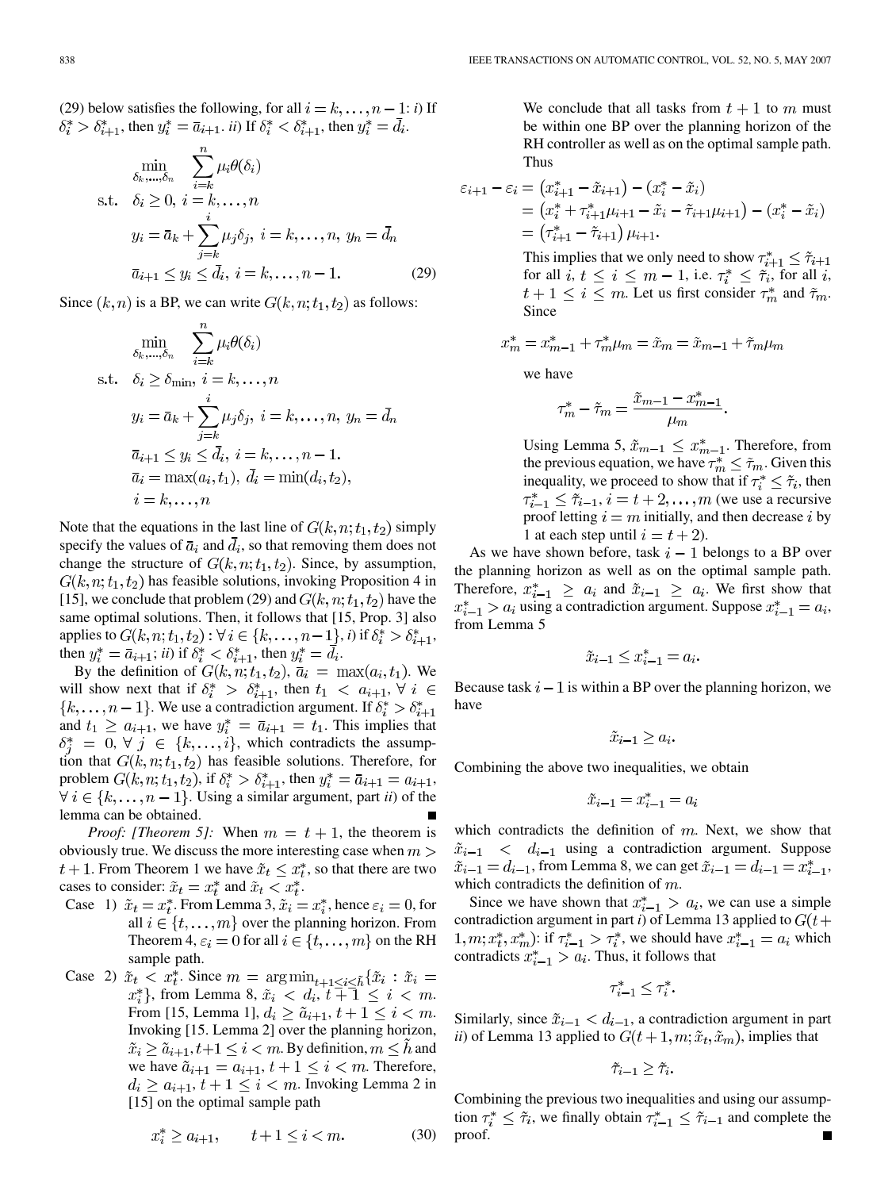(29) below satisfies the following, for all $i = k, \ldots, n-1$: *i)* If $\delta_i^* > \delta_{i+1}^*$, then $y_i^* = \bar{a}_{i+1}$. *ii)* If $\delta_i^* < \delta_{i+1}^*$, then $y_i^* = \bar{d}_i$.

$$
\begin{aligned}
\min_{\delta_k,\ldots,\delta_n} \quad & \sum_{i=k}^{n} \mu_i \theta(\delta_i) \\
\text{s.t.} \quad & \delta_i \geq 0,\ i = k, \ldots, n \\
& y_i = \bar{a}_k + \sum_{j=k}^{i} \mu_j \delta_j,\ i = k, \ldots, n,\ y_n = \bar{d}_n \\
& \bar{a}_{i+1} \leq y_i \leq \bar{d}_i,\ i = k, \ldots, n-1.
\end{aligned} \tag{29}
$$

Since $(k, n)$ is a BP, we can write $G(k, n; t_1, t_2)$ as follows:

$$
\begin{aligned}
\min_{\delta_k,\ldots,\delta_n} \quad & \sum_{i=k}^{n} \mu_i \theta(\delta_i) \\
\text{s.t.} \quad & \delta_i \geq \delta_{\min},\ i = k, \ldots, n \\
& y_i = \bar{a}_k + \sum_{j=k}^{i} \mu_j \delta_j,\ i = k, \ldots, n,\ y_n = \bar{d}_n \\
& \bar{a}_{i+1} \leq y_i \leq \bar{d}_i,\ i = k, \ldots, n-1. \\
& \bar{a}_i = \max(a_i, t_1),\ \bar{d}_i = \min(d_i, t_2), \\
& i = k, \ldots, n
\end{aligned}
$$

Note that the equations in the last line of $G(k, n; t_1, t_2)$ simply specify the values of $\bar{a}_i$ and $\bar{d}_i$, so that removing them does not change the structure of $G(k, n; t_1, t_2)$. Since, by assumption, $G(k, n; t_1, t_2)$ has feasible solutions, invoking Proposition 4 in [15], we conclude that problem (29) and $G(k, n; t_1, t_2)$ have the same optimal solutions. Then, it follows that [15, Prop. 3] also applies to $G(k, n; t_1, t_2) : \forall i \in \{k, \ldots, n-1\}$, *i)* if $\delta_i^* > \delta_{i+1}^*$, then $y_i^* = \bar{a}_{i+1}$; *ii)* if $\delta_i^* < \delta_{i+1}^*$, then $y_i^* = \bar{d}_i$.

By the definition of $G(k, n; t_1, t_2)$, $\bar{a}_i = \max(a_i, t_1)$. We will show next that if $\delta_i^* > \delta_{i+1}^*$, then $t_1 < a_{i+1}$, $\forall\, i \in \{k, \ldots, n-1\}$. We use a contradiction argument. If $\delta_i^* > \delta_{i+1}^*$ and $t_1 \geq a_{i+1}$, we have $y_i^* = \bar{a}_{i+1} = t_1$. This implies that $\delta_j^* = 0$, $\forall\, j \in \{k, \ldots, i\}$, which contradicts the assumption that $G(k, n; t_1, t_2)$ has feasible solutions. Therefore, for problem $G(k, n; t_1, t_2)$, if $\delta_i^* > \delta_{i+1}^*$, then $y_i^* = \bar{a}_{i+1} = a_{i+1}$, $\forall\, i \in \{k, \ldots, n-1\}$. Using a similar argument, part *ii)* of the lemma can be obtained. ∎

*Proof: [Theorem 5]:* When $m = t+1$, the theorem is obviously true. We discuss the more interesting case when $m > t+1$. From Theorem 1 we have $\tilde{x}_t \leq x_t^*$, so that there are two cases to consider: $\tilde{x}_t = x_t^*$ and $\tilde{x}_t < x_t^*$.

Case 1) $\tilde{x}_t = x_t^*$. From Lemma 3, $\tilde{x}_i = x_i^*$, hence $\varepsilon_i = 0$, for all $i \in \{t, \ldots, m\}$ over the planning horizon. From Theorem 4, $\varepsilon_i = 0$ for all $i \in \{t, \ldots, m\}$ on the RH sample path.

Case 2) $\tilde{x}_t < x_t^*$. Since $m = \arg\min_{t+1 \leq i \leq \tilde{h}} \{\tilde{x}_i : \tilde{x}_i = x_i^*\}$, from Lemma 8, $\tilde{x}_i < d_i$, $t+1 \leq i < m$. From [15, Lemma 1], $d_i \geq \tilde{a}_{i+1}$, $t+1 \leq i < m$. Invoking [15. Lemma 2] over the planning horizon, $\tilde{x}_i \geq \tilde{a}_{i+1}, t+1 \leq i < m$. By definition, $m \leq \tilde{h}$ and we have $\tilde{a}_{i+1} = a_{i+1}$, $t+1 \leq i < m$. Therefore, $d_i \geq a_{i+1}$, $t+1 \leq i < m$. Invoking Lemma 2 in [15] on the optimal sample path

$$
x_i^* \geq a_{i+1}, \qquad t+1 \leq i < m. \tag{30}
$$

We conclude that all tasks from $t+1$ to $m$ must be within one BP over the planning horizon of the RH controller as well as on the optimal sample path. Thus

$$
\begin{aligned}
\varepsilon_{i+1} - \varepsilon_i &= \left(x_{i+1}^* - \tilde{x}_{i+1}\right) - \left(x_i^* - \tilde{x}_i\right) \\
&= \left(x_i^* + \tau_{i+1}^* \mu_{i+1} - \tilde{x}_i - \tilde{\tau}_{i+1} \mu_{i+1}\right) - \left(x_i^* - \tilde{x}_i\right) \\
&= \left(\tau_{i+1}^* - \tilde{\tau}_{i+1}\right) \mu_{i+1}.
\end{aligned}
$$

This implies that we only need to show $\tau_{i+1}^* \leq \tilde{\tau}_{i+1}$ for all $i$, $t \leq i \leq m-1$, i.e. $\tau_i^* \leq \tilde{\tau}_i$, for all $i$, $t+1 \leq i \leq m$. Let us first consider $\tau_m^*$ and $\tilde{\tau}_m$. Since

$$
x_m^* = x_{m-1}^* + \tau_m^* \mu_m = \tilde{x}_m = \tilde{x}_{m-1} + \tilde{\tau}_m \mu_m
$$

we have

$$
\tau_m^* - \tilde{\tau}_m = \frac{\tilde{x}_{m-1} - x_{m-1}^*}{\mu_m}.
$$

Using Lemma 5, $\tilde{x}_{m-1} \leq x_{m-1}^*$. Therefore, from the previous equation, we have $\tau_m^* \leq \tilde{\tau}_m$. Given this inequality, we proceed to show that if $\tau_i^* \leq \tilde{\tau}_i$, then $\tau_{i-1}^* \leq \tilde{\tau}_{i-1}$, $i = t+2, \ldots, m$ (we use a recursive proof letting $i = m$ initially, and then decrease $i$ by 1 at each step until $i = t+2$).

As we have shown before, task $i-1$ belongs to a BP over the planning horizon as well as on the optimal sample path. Therefore, $x_{i-1}^* \geq a_i$ and $\tilde{x}_{i-1} \geq a_i$. We first show that $x_{i-1}^* > a_i$ using a contradiction argument. Suppose $x_{i-1}^* = a_i$, from Lemma 5

$$
\tilde{x}_{i-1} \leq x_{i-1}^* = a_i.
$$

Because task $i-1$ is within a BP over the planning horizon, we have

$$
\tilde{x}_{i-1} \geq a_i.
$$

Combining the above two inequalities, we obtain

$$
\tilde{x}_{i-1} = x_{i-1}^* = a_i
$$

which contradicts the definition of $m$. Next, we show that $\tilde{x}_{i-1} < d_{i-1}$ using a contradiction argument. Suppose $\tilde{x}_{i-1} = d_{i-1}$, from Lemma 8, we can get $\tilde{x}_{i-1} = d_{i-1} = x_{i-1}^*$, which contradicts the definition of $m$.

Since we have shown that $x_{i-1}^* > a_i$, we can use a simple contradiction argument in part *i)* of Lemma 13 applied to $G(t+1, m; x_t^*, x_m^*)$: if $\tau_{i-1}^* > \tau_i^*$, we should have $x_{i-1}^* = a_i$ which contradicts $x_{i-1}^* > a_i$. Thus, it follows that

$$
\tau_{i-1}^* \leq \tau_i^*.
$$

Similarly, since $\tilde{x}_{i-1} < d_{i-1}$, a contradiction argument in part *ii)* of Lemma 13 applied to $G(t+1, m; \tilde{x}_t, \tilde{x}_m)$, implies that

$$
\tilde{\tau}_{i-1} \geq \tilde{\tau}_i.
$$

Combining the previous two inequalities and using our assumption $\tau_i^* \leq \tilde{\tau}_i$, we finally obtain $\tau_{i-1}^* \leq \tilde{\tau}_{i-1}$ and complete the proof. ∎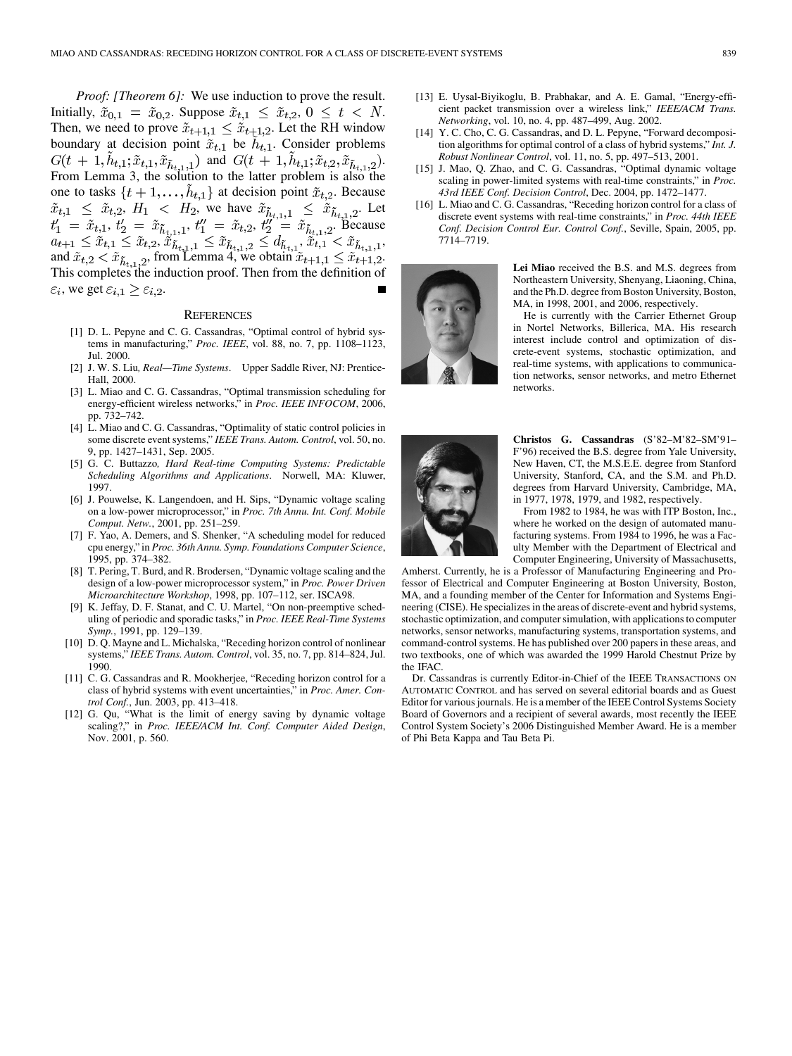*Proof: [Theorem 6]:* We use induction to prove the result. Initially, $\tilde{x}_{0,1} = \tilde{x}_{0,2}$. Suppose $\tilde{x}_{t,1} \leq \tilde{x}_{t,2}$, $0 \leq t < N$. Then, we need to prove $\tilde{x}_{t+1,1} \leq \tilde{x}_{t+1,2}$. Let the RH window boundary at decision point $\tilde{x}_{t,1}$ be $\tilde{h}_{t,1}$. Consider problems $G(t+1, \tilde{h}_{t,1}; \tilde{x}_{t,1}, \tilde{x}_{\tilde{h}_{t,1},1})$ and $G(t+1, \tilde{h}_{t,1}; \tilde{x}_{t,2}, \tilde{x}_{\tilde{h}_{t,1},2})$. From Lemma 3, the solution to the latter problem is also the one to tasks $\{t+1, \ldots, \tilde{h}_{t,1}\}$ at decision point $\tilde{x}_{t,2}$. Because $\tilde{x}_{t,1} \leq \tilde{x}_{t,2}$, $H_1 < H_2$, we have $\tilde{x}_{\tilde{h}_{t,1},1} \leq \tilde{x}_{\tilde{h}_{t,1},2}$. Let $t'_1 = \tilde{x}_{t,1}$, $t'_2 = \tilde{x}_{\tilde{h}_{t,1},1}$, $t''_1 = \tilde{x}_{t,2}$, $t''_2 = \tilde{x}_{\tilde{h}_{t,1},2}$. Because $a_{t+1} \leq \tilde{x}_{t,1} \leq \tilde{x}_{t,2}$, $\tilde{x}_{\tilde{h}_{t,1},1} \leq \tilde{x}_{\tilde{h}_{t,1},2} \leq d_{\tilde{h}_{t,1}}$, $\tilde{x}_{t,1} < \tilde{x}_{\tilde{h}_{t,1},1}$, and $\tilde{x}_{t,2} < \tilde{x}_{\tilde{h}_{t,1},2}$, from Lemma 4, we obtain $\tilde{x}_{t+1,1} \leq \tilde{x}_{t+1,2}$. This completes the induction proof. Then from the definition of $\varepsilon_i$, we get $\varepsilon_{i,1} \geq \varepsilon_{i,2}$. ■

## References

[1] D. L. Pepyne and C. G. Cassandras, "Optimal control of hybrid systems in manufacturing," *Proc. IEEE*, vol. 88, no. 7, pp. 1108–1123, Jul. 2000.

[2] J. W. S. Liu*, Real—Time Systems*. Upper Saddle River, NJ: Prentice-Hall, 2000.

[3] L. Miao and C. G. Cassandras, "Optimal transmission scheduling for energy-efficient wireless networks," in *Proc. IEEE INFOCOM*, 2006, pp. 732–742.

[4] L. Miao and C. G. Cassandras, "Optimality of static control policies in some discrete event systems," *IEEE Trans. Autom. Control*, vol. 50, no. 9, pp. 1427–1431, Sep. 2005.

[5] G. C. Buttazzo*, Hard Real-time Computing Systems: Predictable Scheduling Algorithms and Applications*. Norwell, MA: Kluwer, 1997.

[6] J. Pouwelse, K. Langendoen, and H. Sips, "Dynamic voltage scaling on a low-power microprocessor," in *Proc. 7th Annu. Int. Conf. Mobile Comput. Netw.*, 2001, pp. 251–259.

[7] F. Yao, A. Demers, and S. Shenker, "A scheduling model for reduced cpu energy," in *Proc. 36th Annu. Symp. Foundations Computer Science*, 1995, pp. 374–382.

[8] T. Pering, T. Burd, and R. Brodersen, "Dynamic voltage scaling and the design of a low-power microprocessor system," in *Proc. Power Driven Microarchitecture Workshop*, 1998, pp. 107–112, ser. ISCA98.

[9] K. Jeffay, D. F. Stanat, and C. U. Martel, "On non-preemptive scheduling of periodic and sporadic tasks," in *Proc. IEEE Real-Time Systems Symp.*, 1991, pp. 129–139.

[10] D. Q. Mayne and L. Michalska, "Receding horizon control of nonlinear systems," *IEEE Trans. Autom. Control*, vol. 35, no. 7, pp. 814–824, Jul. 1990.

[11] C. G. Cassandras and R. Mookherjee, "Receding horizon control for a class of hybrid systems with event uncertainties," in *Proc. Amer. Control Conf.*, Jun. 2003, pp. 413–418.

[12] G. Qu, "What is the limit of energy saving by dynamic voltage scaling?," in *Proc. IEEE/ACM Int. Conf. Computer Aided Design*, Nov. 2001, p. 560.

[13] E. Uysal-Biyikoglu, B. Prabhakar, and A. E. Gamal, "Energy-efficient packet transmission over a wireless link," *IEEE/ACM Trans. Networking*, vol. 10, no. 4, pp. 487–499, Aug. 2002.

[14] Y. C. Cho, C. G. Cassandras, and D. L. Pepyne, "Forward decomposition algorithms for optimal control of a class of hybrid systems," *Int. J. Robust Nonlinear Control*, vol. 11, no. 5, pp. 497–513, 2001.

[15] J. Mao, Q. Zhao, and C. G. Cassandras, "Optimal dynamic voltage scaling in power-limited systems with real-time constraints," in *Proc. 43rd IEEE Conf. Decision Control*, Dec. 2004, pp. 1472–1477.

[16] L. Miao and C. G. Cassandras, "Receding horizon control for a class of discrete event systems with real-time constraints," in *Proc. 44th IEEE Conf. Decision Control Eur. Control Conf.*, Seville, Spain, 2005, pp. 7714–7719.

**Lei Miao** received the B.S. and M.S. degrees from Northeastern University, Shenyang, Liaoning, China, and the Ph.D. degree from Boston University, Boston, MA, in 1998, 2001, and 2006, respectively.

He is currently with the Carrier Ethernet Group in Nortel Networks, Billerica, MA. His research interest include control and optimization of discrete-event systems, stochastic optimization, and real-time systems, with applications to communication networks, sensor networks, and metro Ethernet networks.

**Christos G. Cassandras** (S'82–M'82–SM'91–F'96) received the B.S. degree from Yale University, New Haven, CT, the M.S.E.E. degree from Stanford University, Stanford, CA, and the S.M. and Ph.D. degrees from Harvard University, Cambridge, MA, in 1977, 1978, 1979, and 1982, respectively.

From 1982 to 1984, he was with ITP Boston, Inc., where he worked on the design of automated manufacturing systems. From 1984 to 1996, he was a Faculty Member with the Department of Electrical and Computer Engineering, University of Massachusetts, Amherst. Currently, he is a Professor of Manufacturing Engineering and Professor of Electrical and Computer Engineering at Boston University, Boston, MA, and a founding member of the Center for Information and Systems Engineering (CISE). He specializes in the areas of discrete-event and hybrid systems, stochastic optimization, and computer simulation, with applications to computer networks, sensor networks, manufacturing systems, transportation systems, and command-control systems. He has published over 200 papers in these areas, and two textbooks, one of which was awarded the 1999 Harold Chestnut Prize by the IFAC.

Dr. Cassandras is currently Editor-in-Chief of the IEEE Transactions on Automatic Control and has served on several editorial boards and as Guest Editor for various journals. He is a member of the IEEE Control Systems Society Board of Governors and a recipient of several awards, most recently the IEEE Control System Society's 2006 Distinguished Member Award. He is a member of Phi Beta Kappa and Tau Beta Pi.